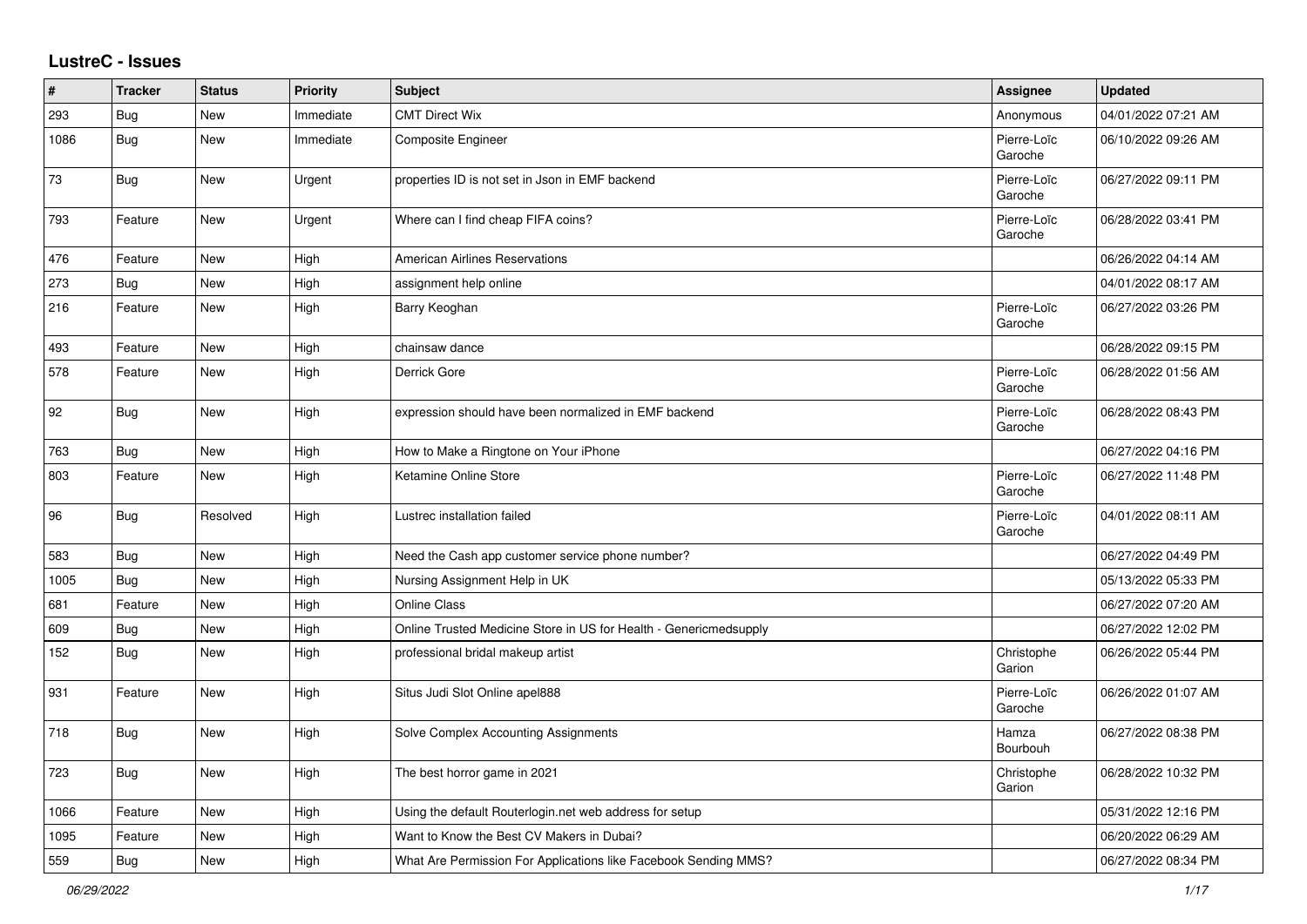# LustreC - Issues

| # | Tracker | Status | Priority | Subject | Assignee | Updated |
|---|---|---|---|---|---|---|
| 293 | Bug | New | Immediate | CMT Direct Wix | Anonymous | 04/01/2022 07:21 AM |
| 1086 | Bug | New | Immediate | Composite Engineer | Pierre-Loïc Garoche | 06/10/2022 09:26 AM |
| 73 | Bug | New | Urgent | properties ID is not set in Json in EMF backend | Pierre-Loïc Garoche | 06/27/2022 09:11 PM |
| 793 | Feature | New | Urgent | Where can I find cheap FIFA coins? | Pierre-Loïc Garoche | 06/28/2022 03:41 PM |
| 476 | Feature | New | High | American Airlines Reservations | | 06/26/2022 04:14 AM |
| 273 | Bug | New | High | assignment help online | | 04/01/2022 08:17 AM |
| 216 | Feature | New | High | Barry Keoghan | Pierre-Loïc Garoche | 06/27/2022 03:26 PM |
| 493 | Feature | New | High | chainsaw dance | | 06/28/2022 09:15 PM |
| 578 | Feature | New | High | Derrick Gore | Pierre-Loïc Garoche | 06/28/2022 01:56 AM |
| 92 | Bug | New | High | expression should have been normalized in EMF backend | Pierre-Loïc Garoche | 06/28/2022 08:43 PM |
| 763 | Bug | New | High | How to Make a Ringtone on Your iPhone | | 06/27/2022 04:16 PM |
| 803 | Feature | New | High | Ketamine Online Store | Pierre-Loïc Garoche | 06/27/2022 11:48 PM |
| 96 | Bug | Resolved | High | Lustrec installation failed | Pierre-Loïc Garoche | 04/01/2022 08:11 AM |
| 583 | Bug | New | High | Need the Cash app customer service phone number? | | 06/27/2022 04:49 PM |
| 1005 | Bug | New | High | Nursing Assignment Help in UK | | 05/13/2022 05:33 PM |
| 681 | Feature | New | High | Online Class | | 06/27/2022 07:20 AM |
| 609 | Bug | New | High | Online Trusted Medicine Store in US for Health - Genericmedsupply | | 06/27/2022 12:02 PM |
| 152 | Bug | New | High | professional bridal makeup artist | Christophe Garion | 06/26/2022 05:44 PM |
| 931 | Feature | New | High | Situs Judi Slot Online apel888 | Pierre-Loïc Garoche | 06/26/2022 01:07 AM |
| 718 | Bug | New | High | Solve Complex Accounting Assignments | Hamza Bourbouh | 06/27/2022 08:38 PM |
| 723 | Bug | New | High | The best horror game in 2021 | Christophe Garion | 06/28/2022 10:32 PM |
| 1066 | Feature | New | High | Using the default Routerlogin.net web address for setup | | 05/31/2022 12:16 PM |
| 1095 | Feature | New | High | Want to Know the Best CV Makers in Dubai? | | 06/20/2022 06:29 AM |
| 559 | Bug | New | High | What Are Permission For Applications like Facebook Sending MMS? | | 06/27/2022 08:34 PM |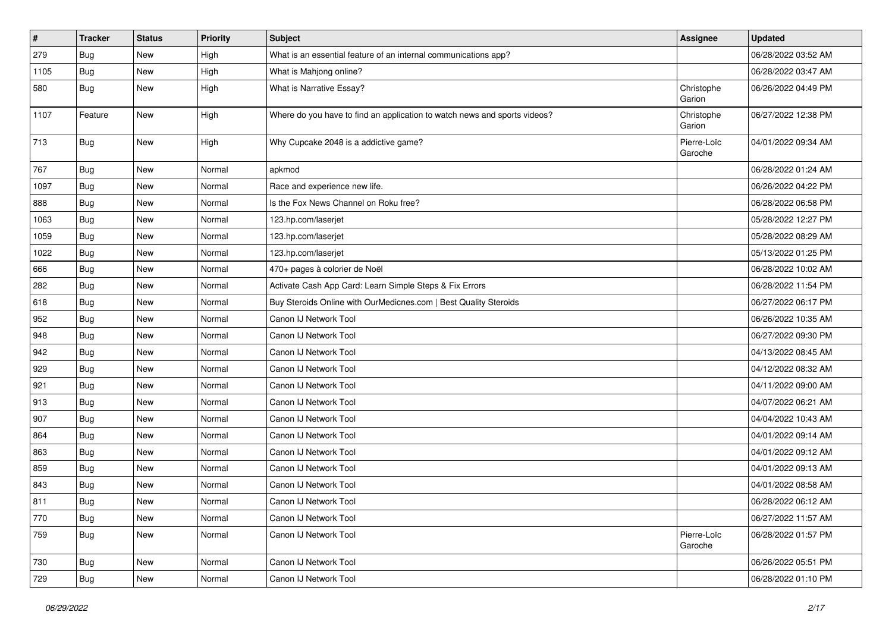| # | Tracker | Status | Priority | Subject | Assignee | Updated |
| --- | --- | --- | --- | --- | --- | --- |
| 279 | Bug | New | High | What is an essential feature of an internal communications app? | | 06/28/2022 03:52 AM |
| 1105 | Bug | New | High | What is Mahjong online? | | 06/28/2022 03:47 AM |
| 580 | Bug | New | High | What is Narrative Essay? | Christophe Garion | 06/26/2022 04:49 PM |
| 1107 | Feature | New | High | Where do you have to find an application to watch news and sports videos? | Christophe Garion | 06/27/2022 12:38 PM |
| 713 | Bug | New | High | Why Cupcake 2048 is a addictive game? | Pierre-Loïc Garoche | 04/01/2022 09:34 AM |
| 767 | Bug | New | Normal | apkmod | | 06/28/2022 01:24 AM |
| 1097 | Bug | New | Normal | Race and experience new life. | | 06/26/2022 04:22 PM |
| 888 | Bug | New | Normal | Is the Fox News Channel on Roku free? | | 06/28/2022 06:58 PM |
| 1063 | Bug | New | Normal | 123.hp.com/laserjet | | 05/28/2022 12:27 PM |
| 1059 | Bug | New | Normal | 123.hp.com/laserjet | | 05/28/2022 08:29 AM |
| 1022 | Bug | New | Normal | 123.hp.com/laserjet | | 05/13/2022 01:25 PM |
| 666 | Bug | New | Normal | 470+ pages à colorier de Noël | | 06/28/2022 10:02 AM |
| 282 | Bug | New | Normal | Activate Cash App Card: Learn Simple Steps & Fix Errors | | 06/28/2022 11:54 PM |
| 618 | Bug | New | Normal | Buy Steroids Online with OurMedicnes.com \| Best Quality Steroids | | 06/27/2022 06:17 PM |
| 952 | Bug | New | Normal | Canon IJ Network Tool | | 06/26/2022 10:35 AM |
| 948 | Bug | New | Normal | Canon IJ Network Tool | | 06/27/2022 09:30 PM |
| 942 | Bug | New | Normal | Canon IJ Network Tool | | 04/13/2022 08:45 AM |
| 929 | Bug | New | Normal | Canon IJ Network Tool | | 04/12/2022 08:32 AM |
| 921 | Bug | New | Normal | Canon IJ Network Tool | | 04/11/2022 09:00 AM |
| 913 | Bug | New | Normal | Canon IJ Network Tool | | 04/07/2022 06:21 AM |
| 907 | Bug | New | Normal | Canon IJ Network Tool | | 04/04/2022 10:43 AM |
| 864 | Bug | New | Normal | Canon IJ Network Tool | | 04/01/2022 09:14 AM |
| 863 | Bug | New | Normal | Canon IJ Network Tool | | 04/01/2022 09:12 AM |
| 859 | Bug | New | Normal | Canon IJ Network Tool | | 04/01/2022 09:13 AM |
| 843 | Bug | New | Normal | Canon IJ Network Tool | | 04/01/2022 08:58 AM |
| 811 | Bug | New | Normal | Canon IJ Network Tool | | 06/28/2022 06:12 AM |
| 770 | Bug | New | Normal | Canon IJ Network Tool | | 06/27/2022 11:57 AM |
| 759 | Bug | New | Normal | Canon IJ Network Tool | Pierre-Loïc Garoche | 06/28/2022 01:57 PM |
| 730 | Bug | New | Normal | Canon IJ Network Tool | | 06/26/2022 05:51 PM |
| 729 | Bug | New | Normal | Canon IJ Network Tool | | 06/28/2022 01:10 PM |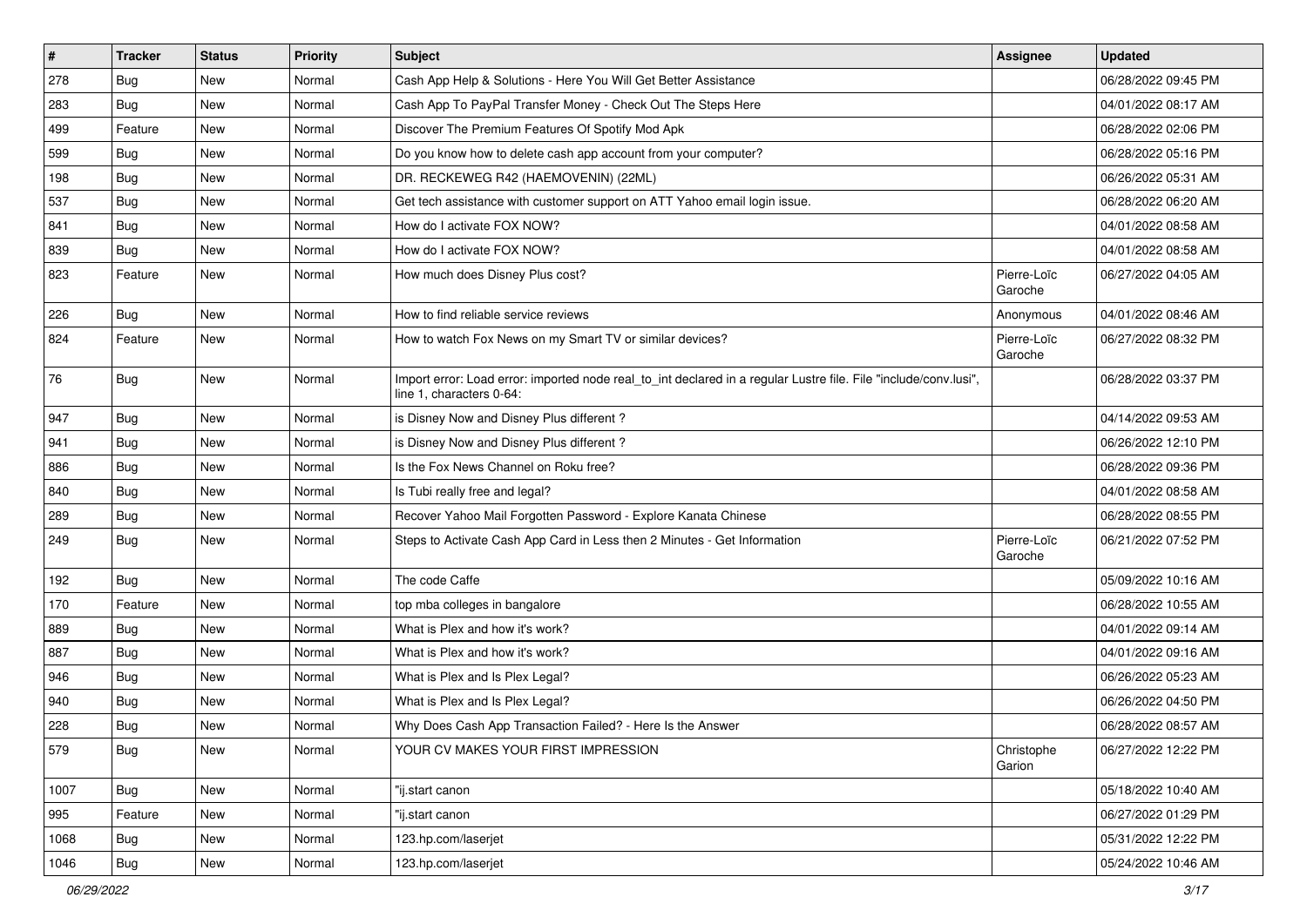| # | Tracker | Status | Priority | Subject | Assignee | Updated |
| --- | --- | --- | --- | --- | --- | --- |
| 278 | Bug | New | Normal | Cash App Help & Solutions - Here You Will Get Better Assistance | | 06/28/2022 09:45 PM |
| 283 | Bug | New | Normal | Cash App To PayPal Transfer Money - Check Out The Steps Here | | 04/01/2022 08:17 AM |
| 499 | Feature | New | Normal | Discover The Premium Features Of Spotify Mod Apk | | 06/28/2022 02:06 PM |
| 599 | Bug | New | Normal | Do you know how to delete cash app account from your computer? | | 06/28/2022 05:16 PM |
| 198 | Bug | New | Normal | DR. RECKEWEG R42 (HAEMOVENIN) (22ML) | | 06/26/2022 05:31 AM |
| 537 | Bug | New | Normal | Get tech assistance with customer support on ATT Yahoo email login issue. | | 06/28/2022 06:20 AM |
| 841 | Bug | New | Normal | How do I activate FOX NOW? | | 04/01/2022 08:58 AM |
| 839 | Bug | New | Normal | How do I activate FOX NOW? | | 04/01/2022 08:58 AM |
| 823 | Feature | New | Normal | How much does Disney Plus cost? | Pierre-Loïc Garoche | 06/27/2022 04:05 AM |
| 226 | Bug | New | Normal | How to find reliable service reviews | Anonymous | 04/01/2022 08:46 AM |
| 824 | Feature | New | Normal | How to watch Fox News on my Smart TV or similar devices? | Pierre-Loïc Garoche | 06/27/2022 08:32 PM |
| 76 | Bug | New | Normal | Import error: Load error: imported node real_to_int declared in a regular Lustre file. File "include/conv.lusi", line 1, characters 0-64: | | 06/28/2022 03:37 PM |
| 947 | Bug | New | Normal | is Disney Now and Disney Plus different ? | | 04/14/2022 09:53 AM |
| 941 | Bug | New | Normal | is Disney Now and Disney Plus different ? | | 06/26/2022 12:10 PM |
| 886 | Bug | New | Normal | Is the Fox News Channel on Roku free? | | 06/28/2022 09:36 PM |
| 840 | Bug | New | Normal | Is Tubi really free and legal? | | 04/01/2022 08:58 AM |
| 289 | Bug | New | Normal | Recover Yahoo Mail Forgotten Password - Explore Kanata Chinese | | 06/28/2022 08:55 PM |
| 249 | Bug | New | Normal | Steps to Activate Cash App Card in Less then 2 Minutes - Get Information | Pierre-Loïc Garoche | 06/21/2022 07:52 PM |
| 192 | Bug | New | Normal | The code Caffe | | 05/09/2022 10:16 AM |
| 170 | Feature | New | Normal | top mba colleges in bangalore | | 06/28/2022 10:55 AM |
| 889 | Bug | New | Normal | What is Plex and how it's work? | | 04/01/2022 09:14 AM |
| 887 | Bug | New | Normal | What is Plex and how it's work? | | 04/01/2022 09:16 AM |
| 946 | Bug | New | Normal | What is Plex and Is Plex Legal? | | 06/26/2022 05:23 AM |
| 940 | Bug | New | Normal | What is Plex and Is Plex Legal? | | 06/26/2022 04:50 PM |
| 228 | Bug | New | Normal | Why Does Cash App Transaction Failed? - Here Is the Answer | | 06/28/2022 08:57 AM |
| 579 | Bug | New | Normal | YOUR CV MAKES YOUR FIRST IMPRESSION | Christophe Garion | 06/27/2022 12:22 PM |
| 1007 | Bug | New | Normal | "ij.start canon | | 05/18/2022 10:40 AM |
| 995 | Feature | New | Normal | "ij.start canon | | 06/27/2022 01:29 PM |
| 1068 | Bug | New | Normal | 123.hp.com/laserjet | | 05/31/2022 12:22 PM |
| 1046 | Bug | New | Normal | 123.hp.com/laserjet | | 05/24/2022 10:46 AM |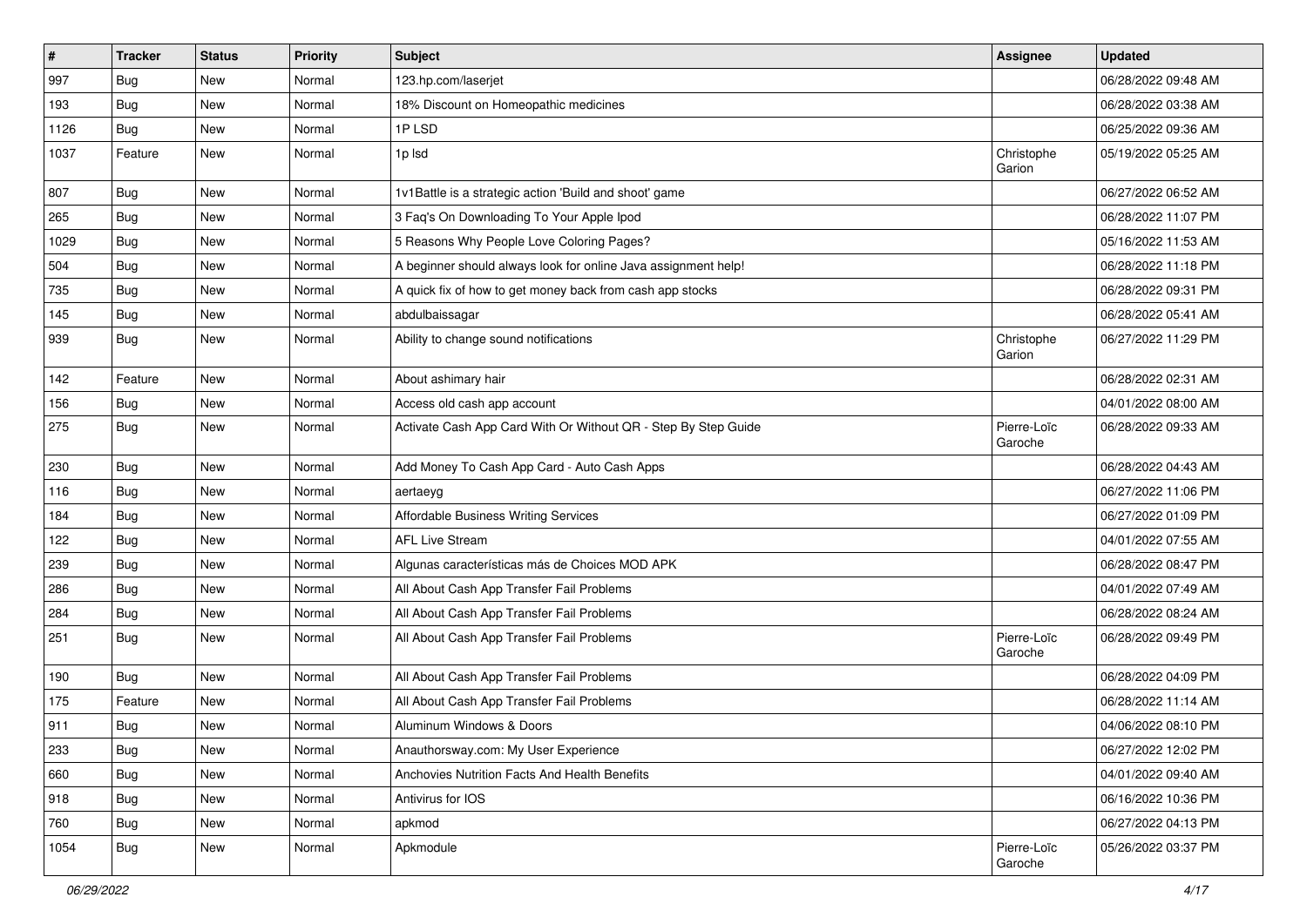| # | Tracker | Status | Priority | Subject | Assignee | Updated |
|---|---|---|---|---|---|---|
| 997 | Bug | New | Normal | 123.hp.com/laserjet | | 06/28/2022 09:48 AM |
| 193 | Bug | New | Normal | 18% Discount on Homeopathic medicines | | 06/28/2022 03:38 AM |
| 1126 | Bug | New | Normal | 1P LSD | | 06/25/2022 09:36 AM |
| 1037 | Feature | New | Normal | 1p lsd | Christophe Garion | 05/19/2022 05:25 AM |
| 807 | Bug | New | Normal | 1v1Battle is a strategic action 'Build and shoot' game | | 06/27/2022 06:52 AM |
| 265 | Bug | New | Normal | 3 Faq's On Downloading To Your Apple Ipod | | 06/28/2022 11:07 PM |
| 1029 | Bug | New | Normal | 5 Reasons Why People Love Coloring Pages? | | 05/16/2022 11:53 AM |
| 504 | Bug | New | Normal | A beginner should always look for online Java assignment help! | | 06/28/2022 11:18 PM |
| 735 | Bug | New | Normal | A quick fix of how to get money back from cash app stocks | | 06/28/2022 09:31 PM |
| 145 | Bug | New | Normal | abdulbaissagar | | 06/28/2022 05:41 AM |
| 939 | Bug | New | Normal | Ability to change sound notifications | Christophe Garion | 06/27/2022 11:29 PM |
| 142 | Feature | New | Normal | About ashimary hair | | 06/28/2022 02:31 AM |
| 156 | Bug | New | Normal | Access old cash app account | | 04/01/2022 08:00 AM |
| 275 | Bug | New | Normal | Activate Cash App Card With Or Without QR - Step By Step Guide | Pierre-Loïc Garoche | 06/28/2022 09:33 AM |
| 230 | Bug | New | Normal | Add Money To Cash App Card - Auto Cash Apps | | 06/28/2022 04:43 AM |
| 116 | Bug | New | Normal | aertaeyg | | 06/27/2022 11:06 PM |
| 184 | Bug | New | Normal | Affordable Business Writing Services | | 06/27/2022 01:09 PM |
| 122 | Bug | New | Normal | AFL Live Stream | | 04/01/2022 07:55 AM |
| 239 | Bug | New | Normal | Algunas características más de Choices MOD APK | | 06/28/2022 08:47 PM |
| 286 | Bug | New | Normal | All About Cash App Transfer Fail Problems | | 04/01/2022 07:49 AM |
| 284 | Bug | New | Normal | All About Cash App Transfer Fail Problems | | 06/28/2022 08:24 AM |
| 251 | Bug | New | Normal | All About Cash App Transfer Fail Problems | Pierre-Loïc Garoche | 06/28/2022 09:49 PM |
| 190 | Bug | New | Normal | All About Cash App Transfer Fail Problems | | 06/28/2022 04:09 PM |
| 175 | Feature | New | Normal | All About Cash App Transfer Fail Problems | | 06/28/2022 11:14 AM |
| 911 | Bug | New | Normal | Aluminum Windows & Doors | | 04/06/2022 08:10 PM |
| 233 | Bug | New | Normal | Anauthorsway.com: My User Experience | | 06/27/2022 12:02 PM |
| 660 | Bug | New | Normal | Anchovies Nutrition Facts And Health Benefits | | 04/01/2022 09:40 AM |
| 918 | Bug | New | Normal | Antivirus for IOS | | 06/16/2022 10:36 PM |
| 760 | Bug | New | Normal | apkmod | | 06/27/2022 04:13 PM |
| 1054 | Bug | New | Normal | Apkmodule | Pierre-Loïc Garoche | 05/26/2022 03:37 PM |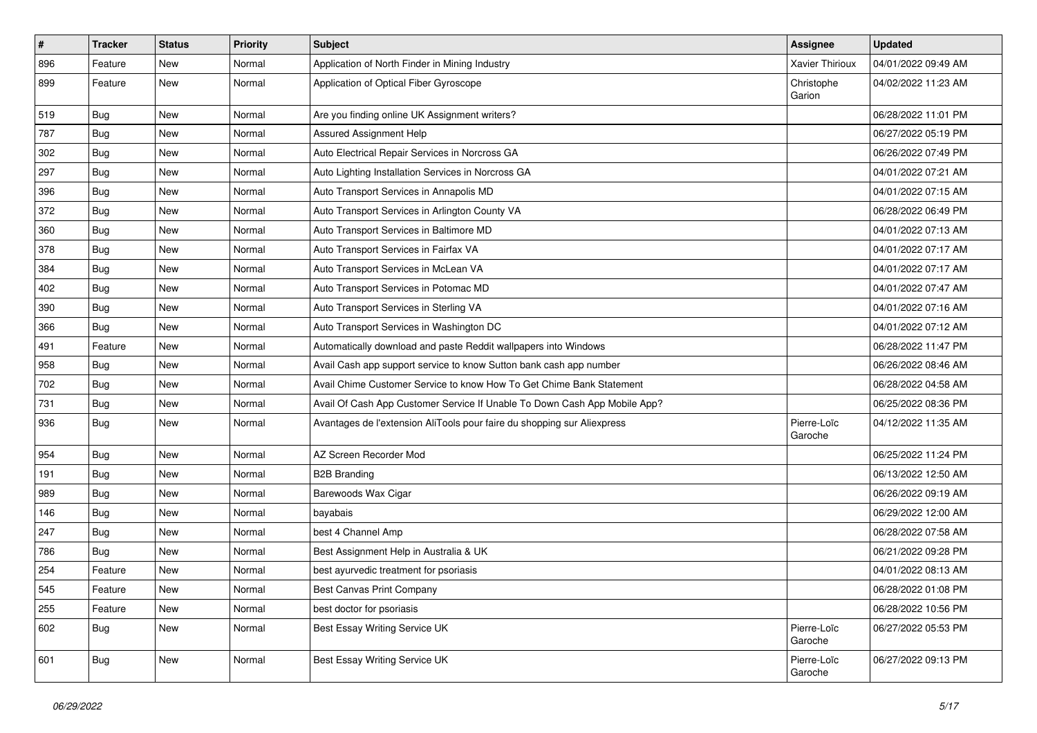| # | Tracker | Status | Priority | Subject | Assignee | Updated |
|---|---|---|---|---|---|---|
| 896 | Feature | New | Normal | Application of North Finder in Mining Industry | Xavier Thirioux | 04/01/2022 09:49 AM |
| 899 | Feature | New | Normal | Application of Optical Fiber Gyroscope | Christophe Garion | 04/02/2022 11:23 AM |
| 519 | Bug | New | Normal | Are you finding online UK Assignment writers? | | 06/28/2022 11:01 PM |
| 787 | Bug | New | Normal | Assured Assignment Help | | 06/27/2022 05:19 PM |
| 302 | Bug | New | Normal | Auto Electrical Repair Services in Norcross GA | | 06/26/2022 07:49 PM |
| 297 | Bug | New | Normal | Auto Lighting Installation Services in Norcross GA | | 04/01/2022 07:21 AM |
| 396 | Bug | New | Normal | Auto Transport Services in Annapolis MD | | 04/01/2022 07:15 AM |
| 372 | Bug | New | Normal | Auto Transport Services in Arlington County VA | | 06/28/2022 06:49 PM |
| 360 | Bug | New | Normal | Auto Transport Services in Baltimore MD | | 04/01/2022 07:13 AM |
| 378 | Bug | New | Normal | Auto Transport Services in Fairfax VA | | 04/01/2022 07:17 AM |
| 384 | Bug | New | Normal | Auto Transport Services in McLean VA | | 04/01/2022 07:17 AM |
| 402 | Bug | New | Normal | Auto Transport Services in Potomac MD | | 04/01/2022 07:47 AM |
| 390 | Bug | New | Normal | Auto Transport Services in Sterling VA | | 04/01/2022 07:16 AM |
| 366 | Bug | New | Normal | Auto Transport Services in Washington DC | | 04/01/2022 07:12 AM |
| 491 | Feature | New | Normal | Automatically download and paste Reddit wallpapers into Windows | | 06/28/2022 11:47 PM |
| 958 | Bug | New | Normal | Avail Cash app support service to know Sutton bank cash app number | | 06/26/2022 08:46 AM |
| 702 | Bug | New | Normal | Avail Chime Customer Service to know How To Get Chime Bank Statement | | 06/28/2022 04:58 AM |
| 731 | Bug | New | Normal | Avail Of Cash App Customer Service If Unable To Down Cash App Mobile App? | | 06/25/2022 08:36 PM |
| 936 | Bug | New | Normal | Avantages de l'extension AliTools pour faire du shopping sur Aliexpress | Pierre-Loïc Garoche | 04/12/2022 11:35 AM |
| 954 | Bug | New | Normal | AZ Screen Recorder Mod | | 06/25/2022 11:24 PM |
| 191 | Bug | New | Normal | B2B Branding | | 06/13/2022 12:50 AM |
| 989 | Bug | New | Normal | Barewoods Wax Cigar | | 06/26/2022 09:19 AM |
| 146 | Bug | New | Normal | bayabais | | 06/29/2022 12:00 AM |
| 247 | Bug | New | Normal | best 4 Channel Amp | | 06/28/2022 07:58 AM |
| 786 | Bug | New | Normal | Best Assignment Help in Australia & UK | | 06/21/2022 09:28 PM |
| 254 | Feature | New | Normal | best ayurvedic treatment for psoriasis | | 04/01/2022 08:13 AM |
| 545 | Feature | New | Normal | Best Canvas Print Company | | 06/28/2022 01:08 PM |
| 255 | Feature | New | Normal | best doctor for psoriasis | | 06/28/2022 10:56 PM |
| 602 | Bug | New | Normal | Best Essay Writing Service UK | Pierre-Loïc Garoche | 06/27/2022 05:53 PM |
| 601 | Bug | New | Normal | Best Essay Writing Service UK | Pierre-Loïc Garoche | 06/27/2022 09:13 PM |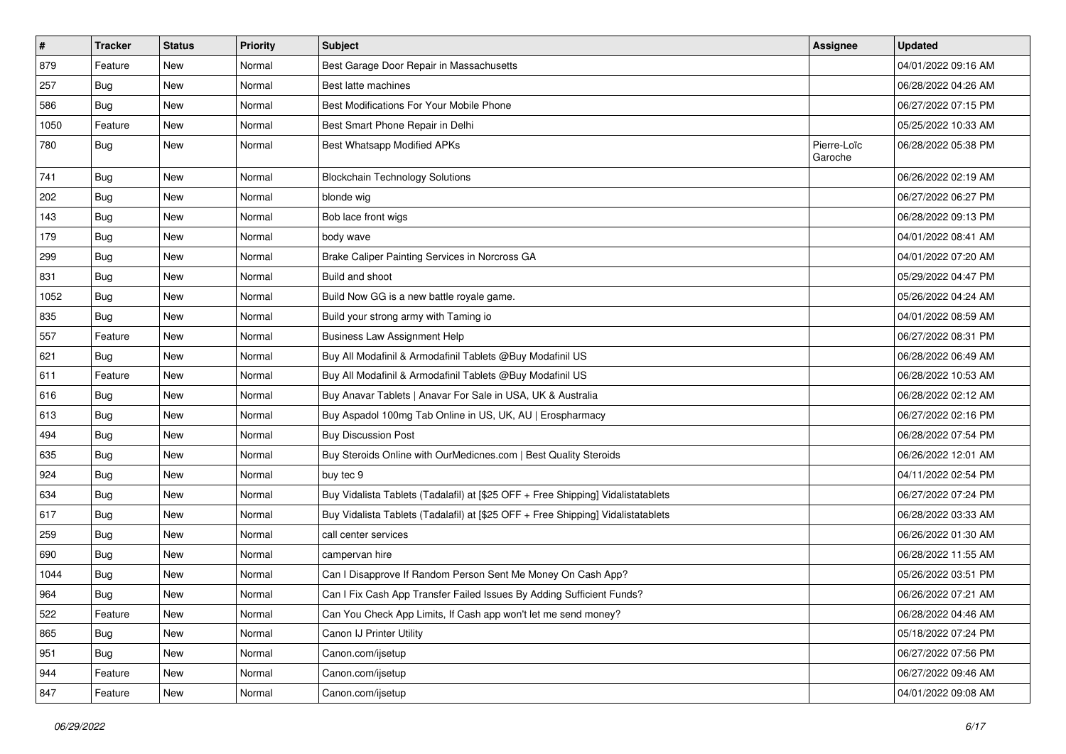| # | Tracker | Status | Priority | Subject | Assignee | Updated |
| --- | --- | --- | --- | --- | --- | --- |
| 879 | Feature | New | Normal | Best Garage Door Repair in Massachusetts | | 04/01/2022 09:16 AM |
| 257 | Bug | New | Normal | Best latte machines | | 06/28/2022 04:26 AM |
| 586 | Bug | New | Normal | Best Modifications For Your Mobile Phone | | 06/27/2022 07:15 PM |
| 1050 | Feature | New | Normal | Best Smart Phone Repair in Delhi | | 05/25/2022 10:33 AM |
| 780 | Bug | New | Normal | Best Whatsapp Modified APKs | Pierre-Loïc Garoche | 06/28/2022 05:38 PM |
| 741 | Bug | New | Normal | Blockchain Technology Solutions | | 06/26/2022 02:19 AM |
| 202 | Bug | New | Normal | blonde wig | | 06/27/2022 06:27 PM |
| 143 | Bug | New | Normal | Bob lace front wigs | | 06/28/2022 09:13 PM |
| 179 | Bug | New | Normal | body wave | | 04/01/2022 08:41 AM |
| 299 | Bug | New | Normal | Brake Caliper Painting Services in Norcross GA | | 04/01/2022 07:20 AM |
| 831 | Bug | New | Normal | Build and shoot | | 05/29/2022 04:47 PM |
| 1052 | Bug | New | Normal | Build Now GG is a new battle royale game. | | 05/26/2022 04:24 AM |
| 835 | Bug | New | Normal | Build your strong army with Taming io | | 04/01/2022 08:59 AM |
| 557 | Feature | New | Normal | Business Law Assignment Help | | 06/27/2022 08:31 PM |
| 621 | Bug | New | Normal | Buy All Modafinil & Armodafinil Tablets @Buy Modafinil US | | 06/28/2022 06:49 AM |
| 611 | Feature | New | Normal | Buy All Modafinil & Armodafinil Tablets @Buy Modafinil US | | 06/28/2022 10:53 AM |
| 616 | Bug | New | Normal | Buy Anavar Tablets \| Anavar For Sale in USA, UK & Australia | | 06/28/2022 02:12 AM |
| 613 | Bug | New | Normal | Buy Aspadol 100mg Tab Online in US, UK, AU \| Erospharmacy | | 06/27/2022 02:16 PM |
| 494 | Bug | New | Normal | Buy Discussion Post | | 06/28/2022 07:54 PM |
| 635 | Bug | New | Normal | Buy Steroids Online with OurMedicnes.com \| Best Quality Steroids | | 06/26/2022 12:01 AM |
| 924 | Bug | New | Normal | buy tec 9 | | 04/11/2022 02:54 PM |
| 634 | Bug | New | Normal | Buy Vidalista Tablets (Tadalafil) at [$25 OFF + Free Shipping] Vidalistatablets | | 06/27/2022 07:24 PM |
| 617 | Bug | New | Normal | Buy Vidalista Tablets (Tadalafil) at [$25 OFF + Free Shipping] Vidalistatablets | | 06/28/2022 03:33 AM |
| 259 | Bug | New | Normal | call center services | | 06/26/2022 01:30 AM |
| 690 | Bug | New | Normal | campervan hire | | 06/28/2022 11:55 AM |
| 1044 | Bug | New | Normal | Can I Disapprove If Random Person Sent Me Money On Cash App? | | 05/26/2022 03:51 PM |
| 964 | Bug | New | Normal | Can I Fix Cash App Transfer Failed Issues By Adding Sufficient Funds? | | 06/26/2022 07:21 AM |
| 522 | Feature | New | Normal | Can You Check App Limits, If Cash app won't let me send money? | | 06/28/2022 04:46 AM |
| 865 | Bug | New | Normal | Canon IJ Printer Utility | | 05/18/2022 07:24 PM |
| 951 | Bug | New | Normal | Canon.com/ijsetup | | 06/27/2022 07:56 PM |
| 944 | Feature | New | Normal | Canon.com/ijsetup | | 06/27/2022 09:46 AM |
| 847 | Feature | New | Normal | Canon.com/ijsetup | | 04/01/2022 09:08 AM |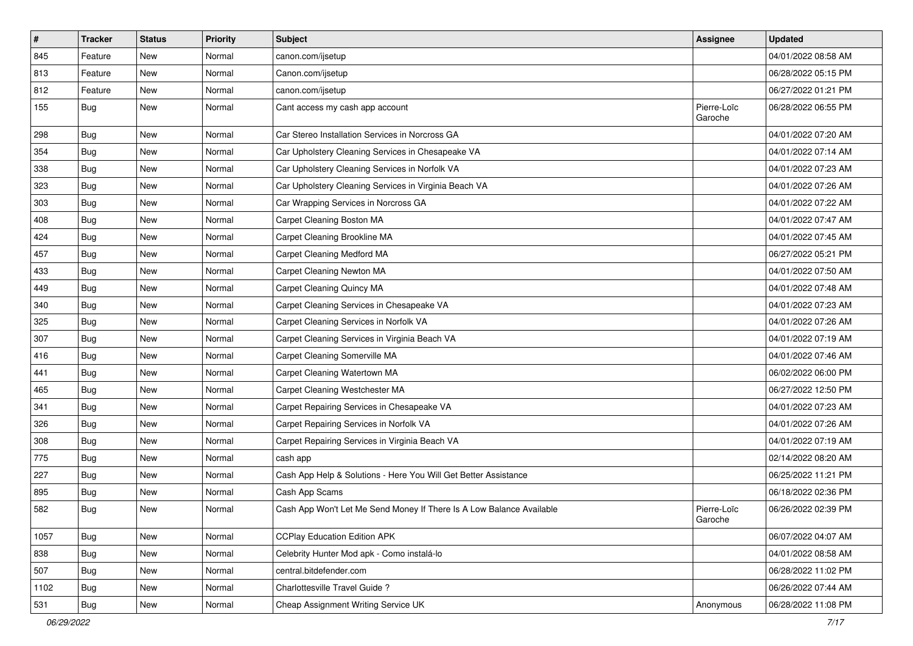| # | Tracker | Status | Priority | Subject | Assignee | Updated |
|---|---|---|---|---|---|---|
| 845 | Feature | New | Normal | canon.com/ijsetup | | 04/01/2022 08:58 AM |
| 813 | Feature | New | Normal | Canon.com/ijsetup | | 06/28/2022 05:15 PM |
| 812 | Feature | New | Normal | canon.com/ijsetup | | 06/27/2022 01:21 PM |
| 155 | Bug | New | Normal | Cant access my cash app account | Pierre-Loïc Garoche | 06/28/2022 06:55 PM |
| 298 | Bug | New | Normal | Car Stereo Installation Services in Norcross GA | | 04/01/2022 07:20 AM |
| 354 | Bug | New | Normal | Car Upholstery Cleaning Services in Chesapeake VA | | 04/01/2022 07:14 AM |
| 338 | Bug | New | Normal | Car Upholstery Cleaning Services in Norfolk VA | | 04/01/2022 07:23 AM |
| 323 | Bug | New | Normal | Car Upholstery Cleaning Services in Virginia Beach VA | | 04/01/2022 07:26 AM |
| 303 | Bug | New | Normal | Car Wrapping Services in Norcross GA | | 04/01/2022 07:22 AM |
| 408 | Bug | New | Normal | Carpet Cleaning Boston MA | | 04/01/2022 07:47 AM |
| 424 | Bug | New | Normal | Carpet Cleaning Brookline MA | | 04/01/2022 07:45 AM |
| 457 | Bug | New | Normal | Carpet Cleaning Medford MA | | 06/27/2022 05:21 PM |
| 433 | Bug | New | Normal | Carpet Cleaning Newton MA | | 04/01/2022 07:50 AM |
| 449 | Bug | New | Normal | Carpet Cleaning Quincy MA | | 04/01/2022 07:48 AM |
| 340 | Bug | New | Normal | Carpet Cleaning Services in Chesapeake VA | | 04/01/2022 07:23 AM |
| 325 | Bug | New | Normal | Carpet Cleaning Services in Norfolk VA | | 04/01/2022 07:26 AM |
| 307 | Bug | New | Normal | Carpet Cleaning Services in Virginia Beach VA | | 04/01/2022 07:19 AM |
| 416 | Bug | New | Normal | Carpet Cleaning Somerville MA | | 04/01/2022 07:46 AM |
| 441 | Bug | New | Normal | Carpet Cleaning Watertown MA | | 06/02/2022 06:00 PM |
| 465 | Bug | New | Normal | Carpet Cleaning Westchester MA | | 06/27/2022 12:50 PM |
| 341 | Bug | New | Normal | Carpet Repairing Services in Chesapeake VA | | 04/01/2022 07:23 AM |
| 326 | Bug | New | Normal | Carpet Repairing Services in Norfolk VA | | 04/01/2022 07:26 AM |
| 308 | Bug | New | Normal | Carpet Repairing Services in Virginia Beach VA | | 04/01/2022 07:19 AM |
| 775 | Bug | New | Normal | cash app | | 02/14/2022 08:20 AM |
| 227 | Bug | New | Normal | Cash App Help & Solutions - Here You Will Get Better Assistance | | 06/25/2022 11:21 PM |
| 895 | Bug | New | Normal | Cash App Scams | | 06/18/2022 02:36 PM |
| 582 | Bug | New | Normal | Cash App Won't Let Me Send Money If There Is A Low Balance Available | Pierre-Loïc Garoche | 06/26/2022 02:39 PM |
| 1057 | Bug | New | Normal | CCPlay Education Edition APK | | 06/07/2022 04:07 AM |
| 838 | Bug | New | Normal | Celebrity Hunter Mod apk - Como instalá-lo | | 04/01/2022 08:58 AM |
| 507 | Bug | New | Normal | central.bitdefender.com | | 06/28/2022 11:02 PM |
| 1102 | Bug | New | Normal | Charlottesville Travel Guide ? | | 06/26/2022 07:44 AM |
| 531 | Bug | New | Normal | Cheap Assignment Writing Service UK | Anonymous | 06/28/2022 11:08 PM |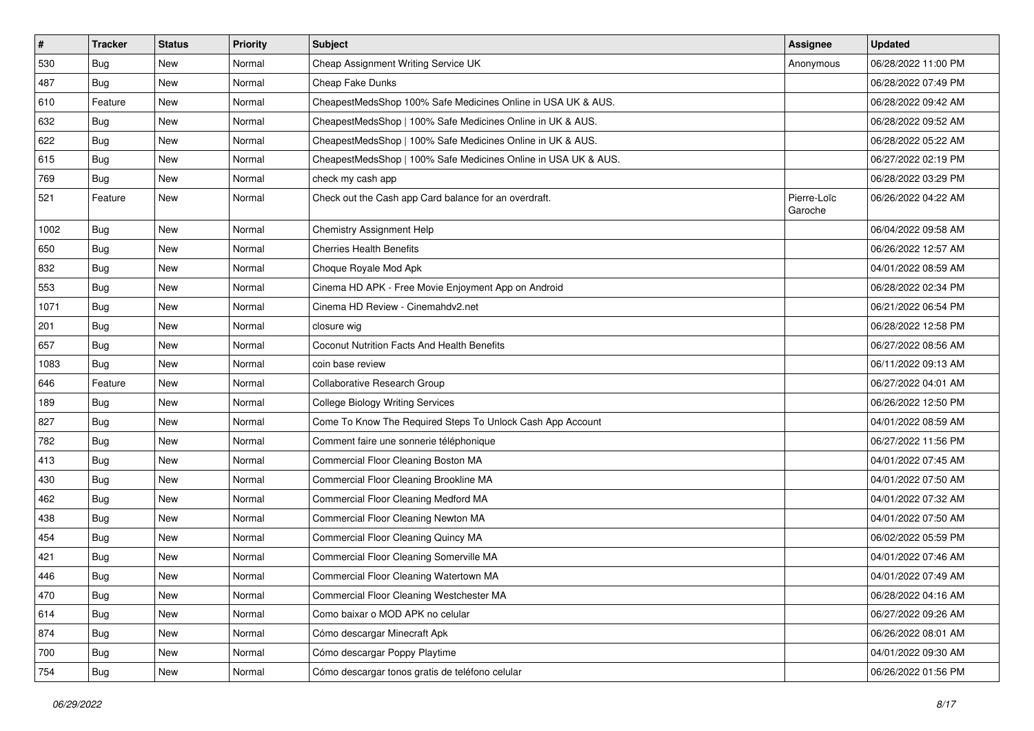| # | Tracker | Status | Priority | Subject | Assignee | Updated |
|---|---|---|---|---|---|---|
| 530 | Bug | New | Normal | Cheap Assignment Writing Service UK | Anonymous | 06/28/2022 11:00 PM |
| 487 | Bug | New | Normal | Cheap Fake Dunks | | 06/28/2022 07:49 PM |
| 610 | Feature | New | Normal | CheapestMedsShop 100% Safe Medicines Online in USA UK & AUS. | | 06/28/2022 09:42 AM |
| 632 | Bug | New | Normal | CheapestMedsShop \| 100% Safe Medicines Online in UK & AUS. | | 06/28/2022 09:52 AM |
| 622 | Bug | New | Normal | CheapestMedsShop \| 100% Safe Medicines Online in UK & AUS. | | 06/28/2022 05:22 AM |
| 615 | Bug | New | Normal | CheapestMedsShop \| 100% Safe Medicines Online in USA UK & AUS. | | 06/27/2022 02:19 PM |
| 769 | Bug | New | Normal | check my cash app | | 06/28/2022 03:29 PM |
| 521 | Feature | New | Normal | Check out the Cash app Card balance for an overdraft. | Pierre-Loïc Garoche | 06/26/2022 04:22 AM |
| 1002 | Bug | New | Normal | Chemistry Assignment Help | | 06/04/2022 09:58 AM |
| 650 | Bug | New | Normal | Cherries Health Benefits | | 06/26/2022 12:57 AM |
| 832 | Bug | New | Normal | Choque Royale Mod Apk | | 04/01/2022 08:59 AM |
| 553 | Bug | New | Normal | Cinema HD APK - Free Movie Enjoyment App on Android | | 06/28/2022 02:34 PM |
| 1071 | Bug | New | Normal | Cinema HD Review - Cinemahdv2.net | | 06/21/2022 06:54 PM |
| 201 | Bug | New | Normal | closure wig | | 06/28/2022 12:58 PM |
| 657 | Bug | New | Normal | Coconut Nutrition Facts And Health Benefits | | 06/27/2022 08:56 AM |
| 1083 | Bug | New | Normal | coin base review | | 06/11/2022 09:13 AM |
| 646 | Feature | New | Normal | Collaborative Research Group | | 06/27/2022 04:01 AM |
| 189 | Bug | New | Normal | College Biology Writing Services | | 06/26/2022 12:50 PM |
| 827 | Bug | New | Normal | Come To Know The Required Steps To Unlock Cash App Account | | 04/01/2022 08:59 AM |
| 782 | Bug | New | Normal | Comment faire une sonnerie téléphonique | | 06/27/2022 11:56 PM |
| 413 | Bug | New | Normal | Commercial Floor Cleaning Boston MA | | 04/01/2022 07:45 AM |
| 430 | Bug | New | Normal | Commercial Floor Cleaning Brookline MA | | 04/01/2022 07:50 AM |
| 462 | Bug | New | Normal | Commercial Floor Cleaning Medford MA | | 04/01/2022 07:32 AM |
| 438 | Bug | New | Normal | Commercial Floor Cleaning Newton MA | | 04/01/2022 07:50 AM |
| 454 | Bug | New | Normal | Commercial Floor Cleaning Quincy MA | | 06/02/2022 05:59 PM |
| 421 | Bug | New | Normal | Commercial Floor Cleaning Somerville MA | | 04/01/2022 07:46 AM |
| 446 | Bug | New | Normal | Commercial Floor Cleaning Watertown MA | | 04/01/2022 07:49 AM |
| 470 | Bug | New | Normal | Commercial Floor Cleaning Westchester MA | | 06/28/2022 04:16 AM |
| 614 | Bug | New | Normal | Como baixar o MOD APK no celular | | 06/27/2022 09:26 AM |
| 874 | Bug | New | Normal | Cómo descargar Minecraft Apk | | 06/26/2022 08:01 AM |
| 700 | Bug | New | Normal | Cómo descargar Poppy Playtime | | 04/01/2022 09:30 AM |
| 754 | Bug | New | Normal | Cómo descargar tonos gratis de teléfono celular | | 06/26/2022 01:56 PM |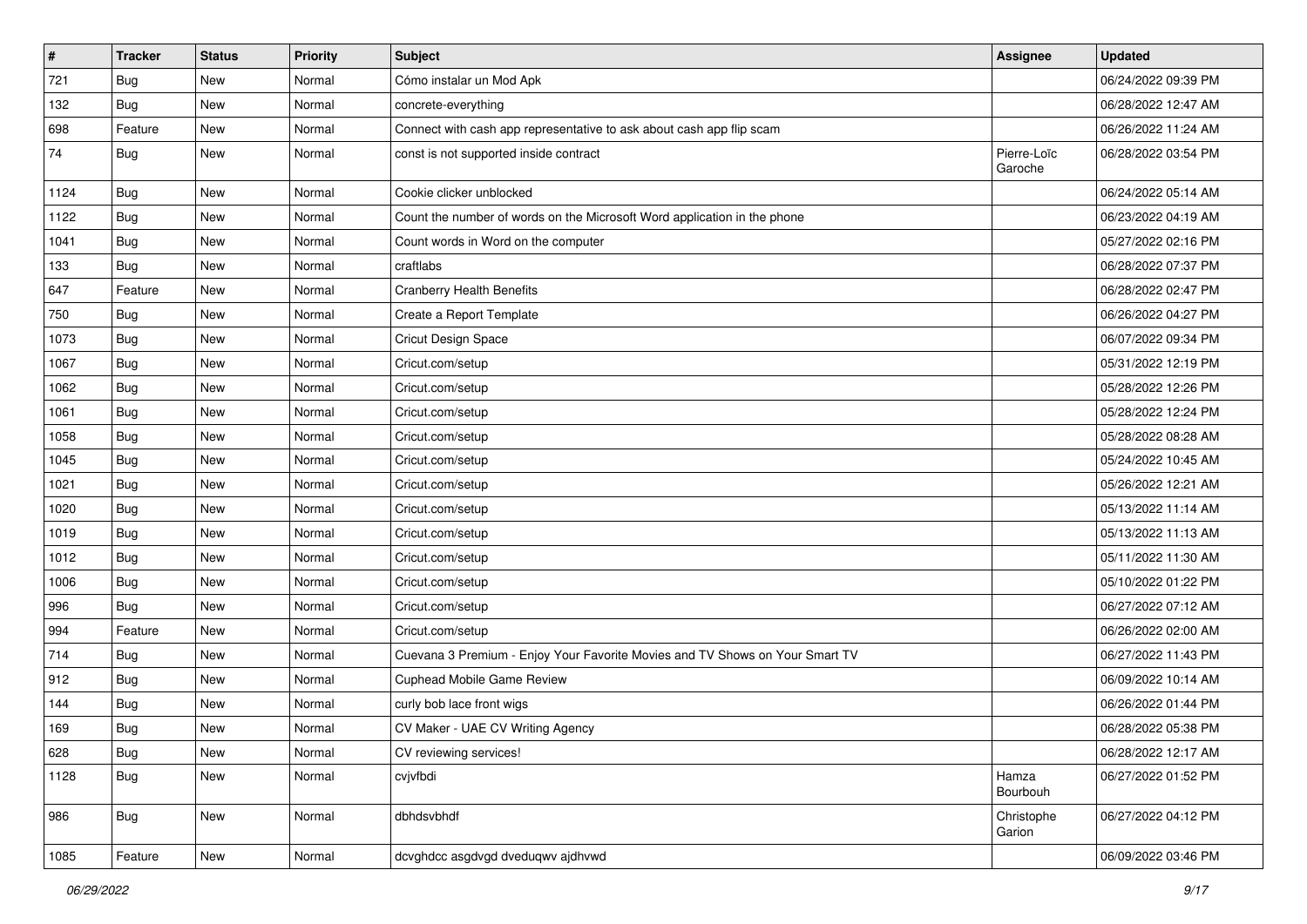| # | Tracker | Status | Priority | Subject | Assignee | Updated |
|---|---|---|---|---|---|---|
| 721 | Bug | New | Normal | Cómo instalar un Mod Apk | | 06/24/2022 09:39 PM |
| 132 | Bug | New | Normal | concrete-everything | | 06/28/2022 12:47 AM |
| 698 | Feature | New | Normal | Connect with cash app representative to ask about cash app flip scam | | 06/26/2022 11:24 AM |
| 74 | Bug | New | Normal | const is not supported inside contract | Pierre-Loïc Garoche | 06/28/2022 03:54 PM |
| 1124 | Bug | New | Normal | Cookie clicker unblocked | | 06/24/2022 05:14 AM |
| 1122 | Bug | New | Normal | Count the number of words on the Microsoft Word application in the phone | | 06/23/2022 04:19 AM |
| 1041 | Bug | New | Normal | Count words in Word on the computer | | 05/27/2022 02:16 PM |
| 133 | Bug | New | Normal | craftlabs | | 06/28/2022 07:37 PM |
| 647 | Feature | New | Normal | Cranberry Health Benefits | | 06/28/2022 02:47 PM |
| 750 | Bug | New | Normal | Create a Report Template | | 06/26/2022 04:27 PM |
| 1073 | Bug | New | Normal | Cricut Design Space | | 06/07/2022 09:34 PM |
| 1067 | Bug | New | Normal | Cricut.com/setup | | 05/31/2022 12:19 PM |
| 1062 | Bug | New | Normal | Cricut.com/setup | | 05/28/2022 12:26 PM |
| 1061 | Bug | New | Normal | Cricut.com/setup | | 05/28/2022 12:24 PM |
| 1058 | Bug | New | Normal | Cricut.com/setup | | 05/28/2022 08:28 AM |
| 1045 | Bug | New | Normal | Cricut.com/setup | | 05/24/2022 10:45 AM |
| 1021 | Bug | New | Normal | Cricut.com/setup | | 05/26/2022 12:21 AM |
| 1020 | Bug | New | Normal | Cricut.com/setup | | 05/13/2022 11:14 AM |
| 1019 | Bug | New | Normal | Cricut.com/setup | | 05/13/2022 11:13 AM |
| 1012 | Bug | New | Normal | Cricut.com/setup | | 05/11/2022 11:30 AM |
| 1006 | Bug | New | Normal | Cricut.com/setup | | 05/10/2022 01:22 PM |
| 996 | Bug | New | Normal | Cricut.com/setup | | 06/27/2022 07:12 AM |
| 994 | Feature | New | Normal | Cricut.com/setup | | 06/26/2022 02:00 AM |
| 714 | Bug | New | Normal | Cuevana 3 Premium - Enjoy Your Favorite Movies and TV Shows on Your Smart TV | | 06/27/2022 11:43 PM |
| 912 | Bug | New | Normal | Cuphead Mobile Game Review | | 06/09/2022 10:14 AM |
| 144 | Bug | New | Normal | curly bob lace front wigs | | 06/26/2022 01:44 PM |
| 169 | Bug | New | Normal | CV Maker - UAE CV Writing Agency | | 06/28/2022 05:38 PM |
| 628 | Bug | New | Normal | CV reviewing services! | | 06/28/2022 12:17 AM |
| 1128 | Bug | New | Normal | cvjvfbdi | Hamza Bourbouh | 06/27/2022 01:52 PM |
| 986 | Bug | New | Normal | dbhdsvbhdf | Christophe Garion | 06/27/2022 04:12 PM |
| 1085 | Feature | New | Normal | dcvghdcc asgdvgd dveduqwv ajdhvwd | | 06/09/2022 03:46 PM |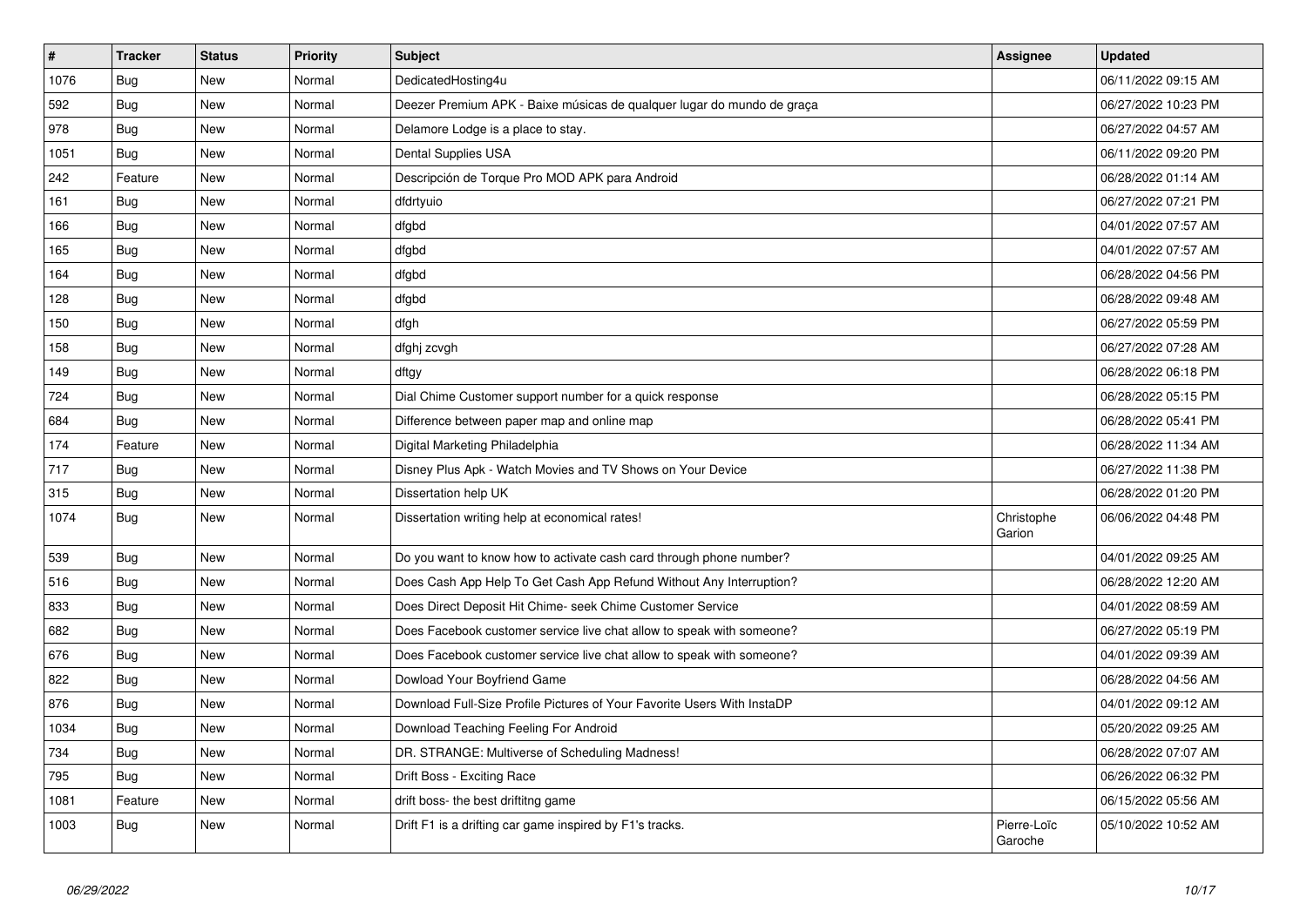| # | Tracker | Status | Priority | Subject | Assignee | Updated |
|---|---|---|---|---|---|---|
| 1076 | Bug | New | Normal | DedicatedHosting4u | | 06/11/2022 09:15 AM |
| 592 | Bug | New | Normal | Deezer Premium APK - Baixe músicas de qualquer lugar do mundo de graça | | 06/27/2022 10:23 PM |
| 978 | Bug | New | Normal | Delamore Lodge is a place to stay. | | 06/27/2022 04:57 AM |
| 1051 | Bug | New | Normal | Dental Supplies USA | | 06/11/2022 09:20 PM |
| 242 | Feature | New | Normal | Descripción de Torque Pro MOD APK para Android | | 06/28/2022 01:14 AM |
| 161 | Bug | New | Normal | dfdrtyuio | | 06/27/2022 07:21 PM |
| 166 | Bug | New | Normal | dfgbd | | 04/01/2022 07:57 AM |
| 165 | Bug | New | Normal | dfgbd | | 04/01/2022 07:57 AM |
| 164 | Bug | New | Normal | dfgbd | | 06/28/2022 04:56 PM |
| 128 | Bug | New | Normal | dfgbd | | 06/28/2022 09:48 AM |
| 150 | Bug | New | Normal | dfgh | | 06/27/2022 05:59 PM |
| 158 | Bug | New | Normal | dfghj zcvgh | | 06/27/2022 07:28 AM |
| 149 | Bug | New | Normal | dftgy | | 06/28/2022 06:18 PM |
| 724 | Bug | New | Normal | Dial Chime Customer support number for a quick response | | 06/28/2022 05:15 PM |
| 684 | Bug | New | Normal | Difference between paper map and online map | | 06/28/2022 05:41 PM |
| 174 | Feature | New | Normal | Digital Marketing Philadelphia | | 06/28/2022 11:34 AM |
| 717 | Bug | New | Normal | Disney Plus Apk - Watch Movies and TV Shows on Your Device | | 06/27/2022 11:38 PM |
| 315 | Bug | New | Normal | Dissertation help UK | | 06/28/2022 01:20 PM |
| 1074 | Bug | New | Normal | Dissertation writing help at economical rates! | Christophe Garion | 06/06/2022 04:48 PM |
| 539 | Bug | New | Normal | Do you want to know how to activate cash card through phone number? | | 04/01/2022 09:25 AM |
| 516 | Bug | New | Normal | Does Cash App Help To Get Cash App Refund Without Any Interruption? | | 06/28/2022 12:20 AM |
| 833 | Bug | New | Normal | Does Direct Deposit Hit Chime- seek Chime Customer Service | | 04/01/2022 08:59 AM |
| 682 | Bug | New | Normal | Does Facebook customer service live chat allow to speak with someone? | | 06/27/2022 05:19 PM |
| 676 | Bug | New | Normal | Does Facebook customer service live chat allow to speak with someone? | | 04/01/2022 09:39 AM |
| 822 | Bug | New | Normal | Dowload Your Boyfriend Game | | 06/28/2022 04:56 AM |
| 876 | Bug | New | Normal | Download Full-Size Profile Pictures of Your Favorite Users With InstaDP | | 04/01/2022 09:12 AM |
| 1034 | Bug | New | Normal | Download Teaching Feeling For Android | | 05/20/2022 09:25 AM |
| 734 | Bug | New | Normal | DR. STRANGE: Multiverse of Scheduling Madness! | | 06/28/2022 07:07 AM |
| 795 | Bug | New | Normal | Drift Boss - Exciting Race | | 06/26/2022 06:32 PM |
| 1081 | Feature | New | Normal | drift boss- the best driftitng game | | 06/15/2022 05:56 AM |
| 1003 | Bug | New | Normal | Drift F1 is a drifting car game inspired by F1's tracks. | Pierre-Loïc Garoche | 05/10/2022 10:52 AM |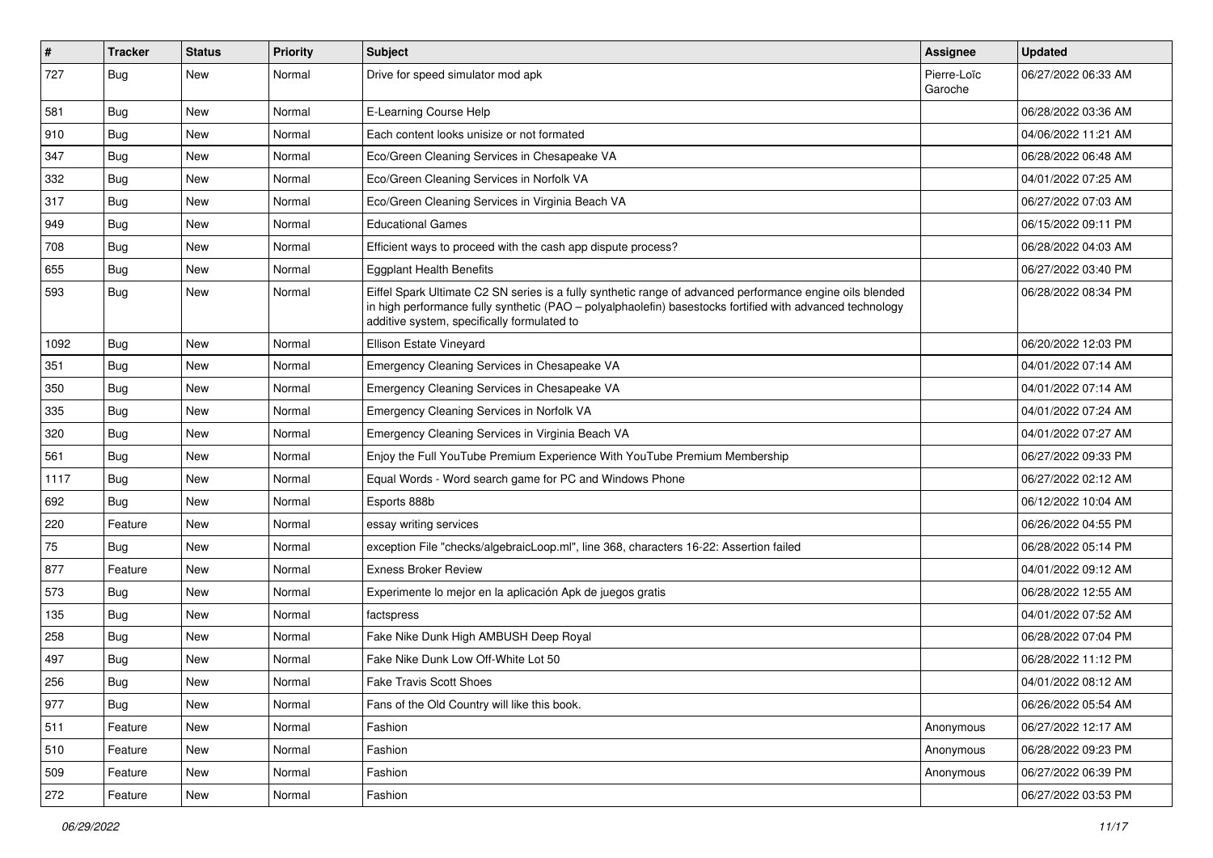| # | Tracker | Status | Priority | Subject | Assignee | Updated |
|---|---|---|---|---|---|---|
| 727 | Bug | New | Normal | Drive for speed simulator mod apk | Pierre-Loïc Garoche | 06/27/2022 06:33 AM |
| 581 | Bug | New | Normal | E-Learning Course Help | | 06/28/2022 03:36 AM |
| 910 | Bug | New | Normal | Each content looks unisize or not formated | | 04/06/2022 11:21 AM |
| 347 | Bug | New | Normal | Eco/Green Cleaning Services in Chesapeake VA | | 06/28/2022 06:48 AM |
| 332 | Bug | New | Normal | Eco/Green Cleaning Services in Norfolk VA | | 04/01/2022 07:25 AM |
| 317 | Bug | New | Normal | Eco/Green Cleaning Services in Virginia Beach VA | | 06/27/2022 07:03 AM |
| 949 | Bug | New | Normal | Educational Games | | 06/15/2022 09:11 PM |
| 708 | Bug | New | Normal | Efficient ways to proceed with the cash app dispute process? | | 06/28/2022 04:03 AM |
| 655 | Bug | New | Normal | Eggplant Health Benefits | | 06/27/2022 03:40 PM |
| 593 | Bug | New | Normal | Eiffel Spark Ultimate C2 SN series is a fully synthetic range of advanced performance engine oils blended in high performance fully synthetic (PAO – polyalphaolefin) basestocks fortified with advanced technology additive system, specifically formulated to | | 06/28/2022 08:34 PM |
| 1092 | Bug | New | Normal | Ellison Estate Vineyard | | 06/20/2022 12:03 PM |
| 351 | Bug | New | Normal | Emergency Cleaning Services in Chesapeake VA | | 04/01/2022 07:14 AM |
| 350 | Bug | New | Normal | Emergency Cleaning Services in Chesapeake VA | | 04/01/2022 07:14 AM |
| 335 | Bug | New | Normal | Emergency Cleaning Services in Norfolk VA | | 04/01/2022 07:24 AM |
| 320 | Bug | New | Normal | Emergency Cleaning Services in Virginia Beach VA | | 04/01/2022 07:27 AM |
| 561 | Bug | New | Normal | Enjoy the Full YouTube Premium Experience With YouTube Premium Membership | | 06/27/2022 09:33 PM |
| 1117 | Bug | New | Normal | Equal Words - Word search game for PC and Windows Phone | | 06/27/2022 02:12 AM |
| 692 | Bug | New | Normal | Esports 888b | | 06/12/2022 10:04 AM |
| 220 | Feature | New | Normal | essay writing services | | 06/26/2022 04:55 PM |
| 75 | Bug | New | Normal | exception File "checks/algebraicLoop.ml", line 368, characters 16-22: Assertion failed | | 06/28/2022 05:14 PM |
| 877 | Feature | New | Normal | Exness Broker Review | | 04/01/2022 09:12 AM |
| 573 | Bug | New | Normal | Experimente lo mejor en la aplicación Apk de juegos gratis | | 06/28/2022 12:55 AM |
| 135 | Bug | New | Normal | factspress | | 04/01/2022 07:52 AM |
| 258 | Bug | New | Normal | Fake Nike Dunk High AMBUSH Deep Royal | | 06/28/2022 07:04 PM |
| 497 | Bug | New | Normal | Fake Nike Dunk Low Off-White Lot 50 | | 06/28/2022 11:12 PM |
| 256 | Bug | New | Normal | Fake Travis Scott Shoes | | 04/01/2022 08:12 AM |
| 977 | Bug | New | Normal | Fans of the Old Country will like this book. | | 06/26/2022 05:54 AM |
| 511 | Feature | New | Normal | Fashion | Anonymous | 06/27/2022 12:17 AM |
| 510 | Feature | New | Normal | Fashion | Anonymous | 06/28/2022 09:23 PM |
| 509 | Feature | New | Normal | Fashion | Anonymous | 06/27/2022 06:39 PM |
| 272 | Feature | New | Normal | Fashion | | 06/27/2022 03:53 PM |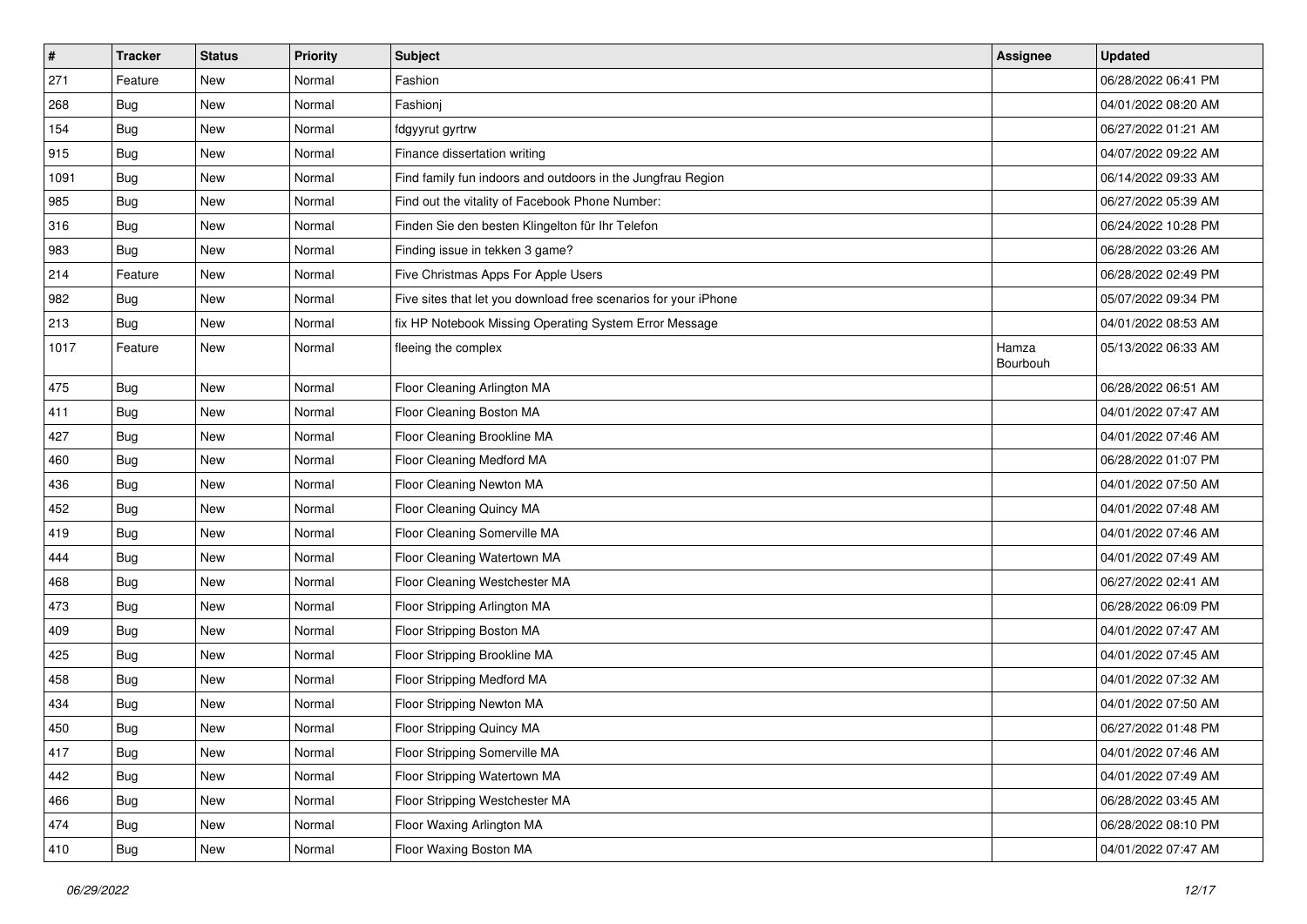| # | Tracker | Status | Priority | Subject | Assignee | Updated |
|---|---|---|---|---|---|---|
| 271 | Feature | New | Normal | Fashion | | 06/28/2022 06:41 PM |
| 268 | Bug | New | Normal | Fashionj | | 04/01/2022 08:20 AM |
| 154 | Bug | New | Normal | fdgyyrut gyrtrw | | 06/27/2022 01:21 AM |
| 915 | Bug | New | Normal | Finance dissertation writing | | 04/07/2022 09:22 AM |
| 1091 | Bug | New | Normal | Find family fun indoors and outdoors in the Jungfrau Region | | 06/14/2022 09:33 AM |
| 985 | Bug | New | Normal | Find out the vitality of Facebook Phone Number: | | 06/27/2022 05:39 AM |
| 316 | Bug | New | Normal | Finden Sie den besten Klingelton für Ihr Telefon | | 06/24/2022 10:28 PM |
| 983 | Bug | New | Normal | Finding issue in tekken 3 game? | | 06/28/2022 03:26 AM |
| 214 | Feature | New | Normal | Five Christmas Apps For Apple Users | | 06/28/2022 02:49 PM |
| 982 | Bug | New | Normal | Five sites that let you download free scenarios for your iPhone | | 05/07/2022 09:34 PM |
| 213 | Bug | New | Normal | fix HP Notebook Missing Operating System Error Message | | 04/01/2022 08:53 AM |
| 1017 | Feature | New | Normal | fleeing the complex | Hamza Bourbouh | 05/13/2022 06:33 AM |
| 475 | Bug | New | Normal | Floor Cleaning Arlington MA | | 06/28/2022 06:51 AM |
| 411 | Bug | New | Normal | Floor Cleaning Boston MA | | 04/01/2022 07:47 AM |
| 427 | Bug | New | Normal | Floor Cleaning Brookline MA | | 04/01/2022 07:46 AM |
| 460 | Bug | New | Normal | Floor Cleaning Medford MA | | 06/28/2022 01:07 PM |
| 436 | Bug | New | Normal | Floor Cleaning Newton MA | | 04/01/2022 07:50 AM |
| 452 | Bug | New | Normal | Floor Cleaning Quincy MA | | 04/01/2022 07:48 AM |
| 419 | Bug | New | Normal | Floor Cleaning Somerville MA | | 04/01/2022 07:46 AM |
| 444 | Bug | New | Normal | Floor Cleaning Watertown MA | | 04/01/2022 07:49 AM |
| 468 | Bug | New | Normal | Floor Cleaning Westchester MA | | 06/27/2022 02:41 AM |
| 473 | Bug | New | Normal | Floor Stripping Arlington MA | | 06/28/2022 06:09 PM |
| 409 | Bug | New | Normal | Floor Stripping Boston MA | | 04/01/2022 07:47 AM |
| 425 | Bug | New | Normal | Floor Stripping Brookline MA | | 04/01/2022 07:45 AM |
| 458 | Bug | New | Normal | Floor Stripping Medford MA | | 04/01/2022 07:32 AM |
| 434 | Bug | New | Normal | Floor Stripping Newton MA | | 04/01/2022 07:50 AM |
| 450 | Bug | New | Normal | Floor Stripping Quincy MA | | 06/27/2022 01:48 PM |
| 417 | Bug | New | Normal | Floor Stripping Somerville MA | | 04/01/2022 07:46 AM |
| 442 | Bug | New | Normal | Floor Stripping Watertown MA | | 04/01/2022 07:49 AM |
| 466 | Bug | New | Normal | Floor Stripping Westchester MA | | 06/28/2022 03:45 AM |
| 474 | Bug | New | Normal | Floor Waxing Arlington MA | | 06/28/2022 08:10 PM |
| 410 | Bug | New | Normal | Floor Waxing Boston MA | | 04/01/2022 07:47 AM |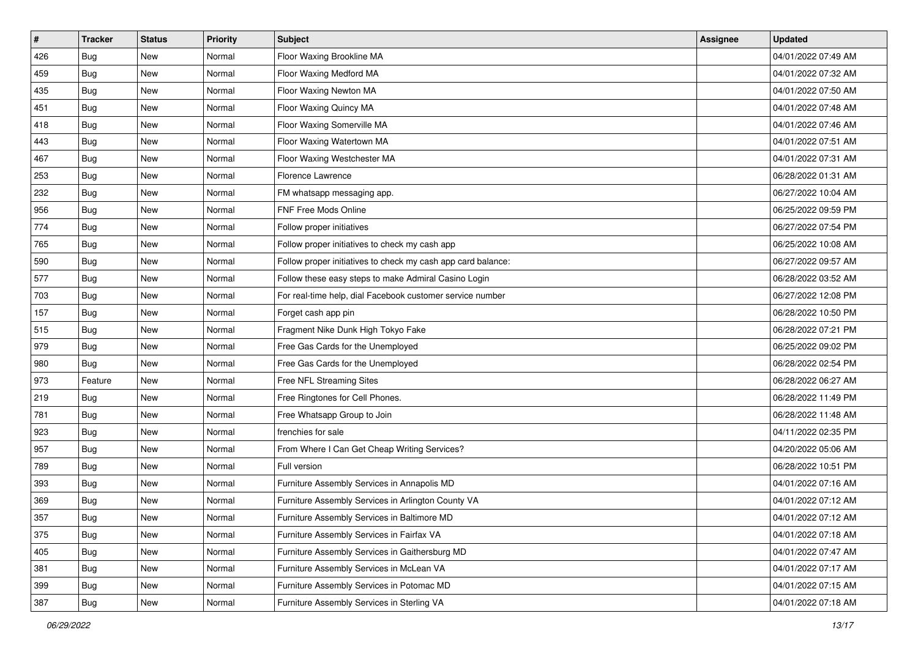| # | Tracker | Status | Priority | Subject | Assignee | Updated |
|---|---|---|---|---|---|---|
| 426 | Bug | New | Normal | Floor Waxing Brookline MA | | 04/01/2022 07:49 AM |
| 459 | Bug | New | Normal | Floor Waxing Medford MA | | 04/01/2022 07:32 AM |
| 435 | Bug | New | Normal | Floor Waxing Newton MA | | 04/01/2022 07:50 AM |
| 451 | Bug | New | Normal | Floor Waxing Quincy MA | | 04/01/2022 07:48 AM |
| 418 | Bug | New | Normal | Floor Waxing Somerville MA | | 04/01/2022 07:46 AM |
| 443 | Bug | New | Normal | Floor Waxing Watertown MA | | 04/01/2022 07:51 AM |
| 467 | Bug | New | Normal | Floor Waxing Westchester MA | | 04/01/2022 07:31 AM |
| 253 | Bug | New | Normal | Florence Lawrence | | 06/28/2022 01:31 AM |
| 232 | Bug | New | Normal | FM whatsapp messaging app. | | 06/27/2022 10:04 AM |
| 956 | Bug | New | Normal | FNF Free Mods Online | | 06/25/2022 09:59 PM |
| 774 | Bug | New | Normal | Follow proper initiatives | | 06/27/2022 07:54 PM |
| 765 | Bug | New | Normal | Follow proper initiatives to check my cash app | | 06/25/2022 10:08 AM |
| 590 | Bug | New | Normal | Follow proper initiatives to check my cash app card balance: | | 06/27/2022 09:57 AM |
| 577 | Bug | New | Normal | Follow these easy steps to make Admiral Casino Login | | 06/28/2022 03:52 AM |
| 703 | Bug | New | Normal | For real-time help, dial Facebook customer service number | | 06/27/2022 12:08 PM |
| 157 | Bug | New | Normal | Forget cash app pin | | 06/28/2022 10:50 PM |
| 515 | Bug | New | Normal | Fragment Nike Dunk High Tokyo Fake | | 06/28/2022 07:21 PM |
| 979 | Bug | New | Normal | Free Gas Cards for the Unemployed | | 06/25/2022 09:02 PM |
| 980 | Bug | New | Normal | Free Gas Cards for the Unemployed | | 06/28/2022 02:54 PM |
| 973 | Feature | New | Normal | Free NFL Streaming Sites | | 06/28/2022 06:27 AM |
| 219 | Bug | New | Normal | Free Ringtones for Cell Phones. | | 06/28/2022 11:49 PM |
| 781 | Bug | New | Normal | Free Whatsapp Group to Join | | 06/28/2022 11:48 AM |
| 923 | Bug | New | Normal | frenchies for sale | | 04/11/2022 02:35 PM |
| 957 | Bug | New | Normal | From Where I Can Get Cheap Writing Services? | | 04/20/2022 05:06 AM |
| 789 | Bug | New | Normal | Full version | | 06/28/2022 10:51 PM |
| 393 | Bug | New | Normal | Furniture Assembly Services in Annapolis MD | | 04/01/2022 07:16 AM |
| 369 | Bug | New | Normal | Furniture Assembly Services in Arlington County VA | | 04/01/2022 07:12 AM |
| 357 | Bug | New | Normal | Furniture Assembly Services in Baltimore MD | | 04/01/2022 07:12 AM |
| 375 | Bug | New | Normal | Furniture Assembly Services in Fairfax VA | | 04/01/2022 07:18 AM |
| 405 | Bug | New | Normal | Furniture Assembly Services in Gaithersburg MD | | 04/01/2022 07:47 AM |
| 381 | Bug | New | Normal | Furniture Assembly Services in McLean VA | | 04/01/2022 07:17 AM |
| 399 | Bug | New | Normal | Furniture Assembly Services in Potomac MD | | 04/01/2022 07:15 AM |
| 387 | Bug | New | Normal | Furniture Assembly Services in Sterling VA | | 04/01/2022 07:18 AM |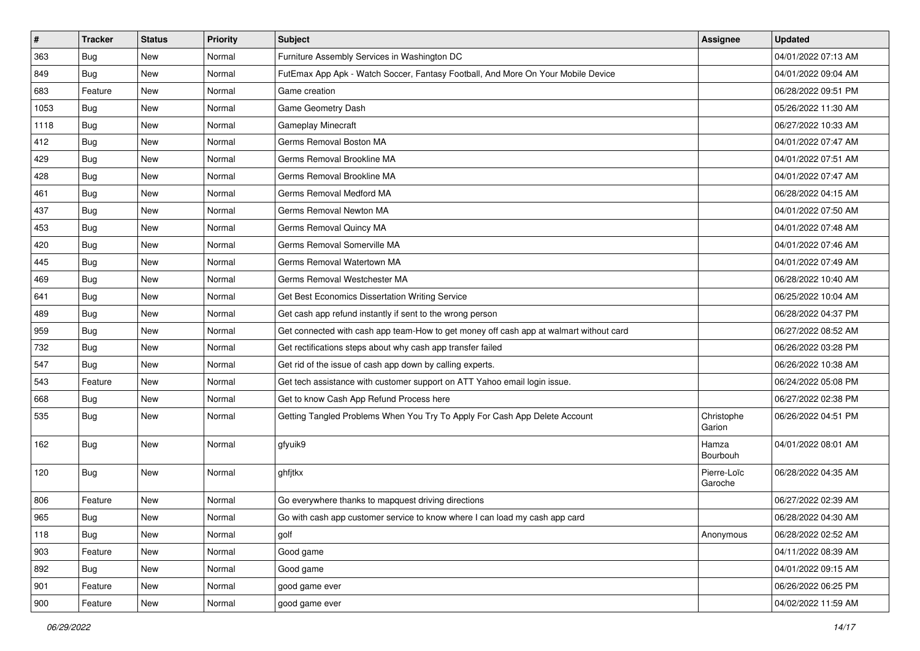| # | Tracker | Status | Priority | Subject | Assignee | Updated |
|---|---|---|---|---|---|---|
| 363 | Bug | New | Normal | Furniture Assembly Services in Washington DC | | 04/01/2022 07:13 AM |
| 849 | Bug | New | Normal | FutEmax App Apk - Watch Soccer, Fantasy Football, And More On Your Mobile Device | | 04/01/2022 09:04 AM |
| 683 | Feature | New | Normal | Game creation | | 06/28/2022 09:51 PM |
| 1053 | Bug | New | Normal | Game Geometry Dash | | 05/26/2022 11:30 AM |
| 1118 | Bug | New | Normal | Gameplay Minecraft | | 06/27/2022 10:33 AM |
| 412 | Bug | New | Normal | Germs Removal Boston MA | | 04/01/2022 07:47 AM |
| 429 | Bug | New | Normal | Germs Removal Brookline MA | | 04/01/2022 07:51 AM |
| 428 | Bug | New | Normal | Germs Removal Brookline MA | | 04/01/2022 07:47 AM |
| 461 | Bug | New | Normal | Germs Removal Medford MA | | 06/28/2022 04:15 AM |
| 437 | Bug | New | Normal | Germs Removal Newton MA | | 04/01/2022 07:50 AM |
| 453 | Bug | New | Normal | Germs Removal Quincy MA | | 04/01/2022 07:48 AM |
| 420 | Bug | New | Normal | Germs Removal Somerville MA | | 04/01/2022 07:46 AM |
| 445 | Bug | New | Normal | Germs Removal Watertown MA | | 04/01/2022 07:49 AM |
| 469 | Bug | New | Normal | Germs Removal Westchester MA | | 06/28/2022 10:40 AM |
| 641 | Bug | New | Normal | Get Best Economics Dissertation Writing Service | | 06/25/2022 10:04 AM |
| 489 | Bug | New | Normal | Get cash app refund instantly if sent to the wrong person | | 06/28/2022 04:37 PM |
| 959 | Bug | New | Normal | Get connected with cash app team-How to get money off cash app at walmart without card | | 06/27/2022 08:52 AM |
| 732 | Bug | New | Normal | Get rectifications steps about why cash app transfer failed | | 06/26/2022 03:28 PM |
| 547 | Bug | New | Normal | Get rid of the issue of cash app down by calling experts. | | 06/26/2022 10:38 AM |
| 543 | Feature | New | Normal | Get tech assistance with customer support on ATT Yahoo email login issue. | | 06/24/2022 05:08 PM |
| 668 | Bug | New | Normal | Get to know Cash App Refund Process here | | 06/27/2022 02:38 PM |
| 535 | Bug | New | Normal | Getting Tangled Problems When You Try To Apply For Cash App Delete Account | Christophe Garion | 06/26/2022 04:51 PM |
| 162 | Bug | New | Normal | gfyuik9 | Hamza Bourbouh | 04/01/2022 08:01 AM |
| 120 | Bug | New | Normal | ghfjtkx | Pierre-Loïc Garoche | 06/28/2022 04:35 AM |
| 806 | Feature | New | Normal | Go everywhere thanks to mapquest driving directions | | 06/27/2022 02:39 AM |
| 965 | Bug | New | Normal | Go with cash app customer service to know where I can load my cash app card | | 06/28/2022 04:30 AM |
| 118 | Bug | New | Normal | golf | Anonymous | 06/28/2022 02:52 AM |
| 903 | Feature | New | Normal | Good game | | 04/11/2022 08:39 AM |
| 892 | Bug | New | Normal | Good game | | 04/01/2022 09:15 AM |
| 901 | Feature | New | Normal | good game ever | | 06/26/2022 06:25 PM |
| 900 | Feature | New | Normal | good game ever | | 04/02/2022 11:59 AM |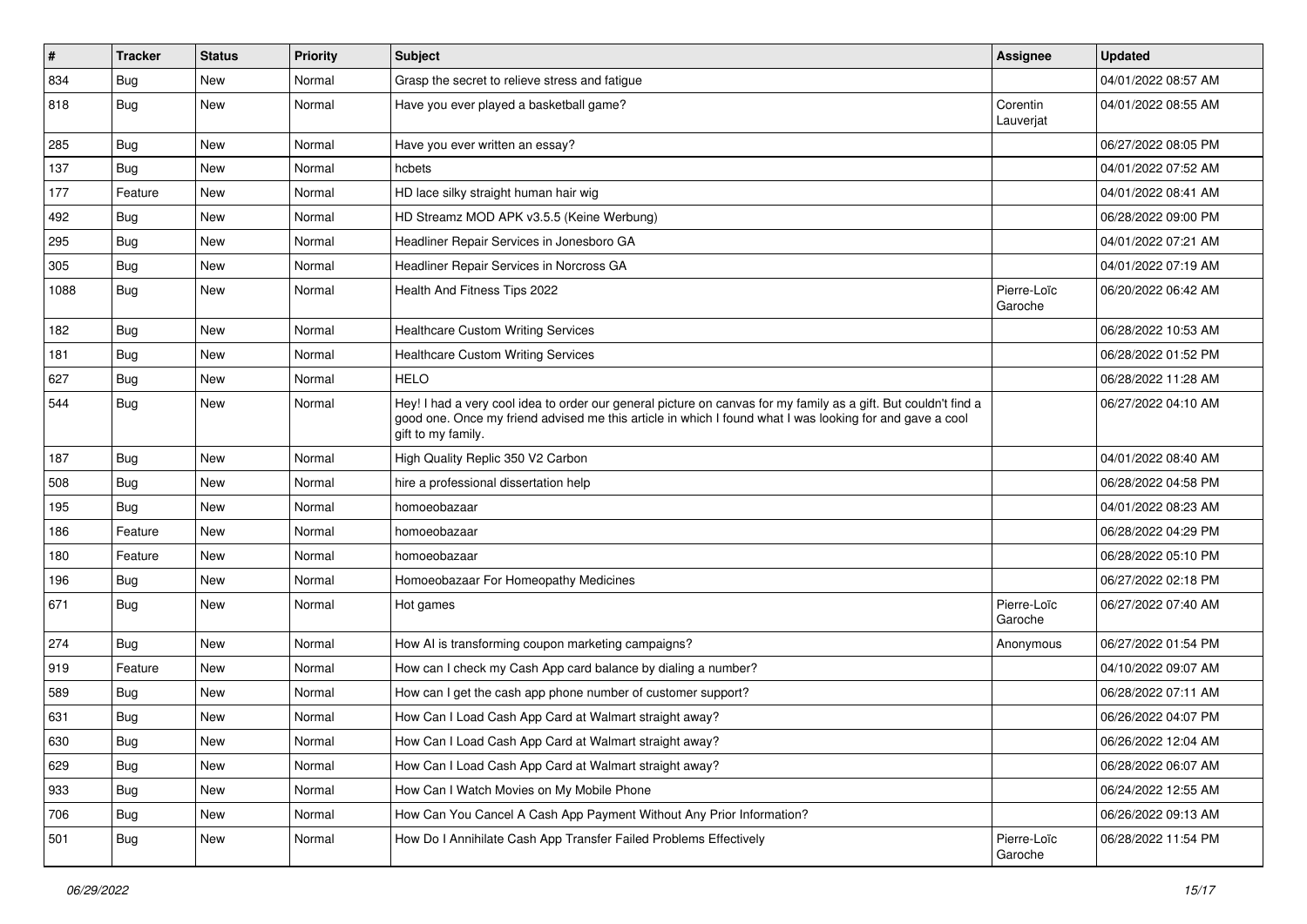| # | Tracker | Status | Priority | Subject | Assignee | Updated |
|---|---|---|---|---|---|---|
| 834 | Bug | New | Normal | Grasp the secret to relieve stress and fatigue | | 04/01/2022 08:57 AM |
| 818 | Bug | New | Normal | Have you ever played a basketball game? | Corentin Lauverjat | 04/01/2022 08:55 AM |
| 285 | Bug | New | Normal | Have you ever written an essay? | | 06/27/2022 08:05 PM |
| 137 | Bug | New | Normal | hcbets | | 04/01/2022 07:52 AM |
| 177 | Feature | New | Normal | HD lace silky straight human hair wig | | 04/01/2022 08:41 AM |
| 492 | Bug | New | Normal | HD Streamz MOD APK v3.5.5 (Keine Werbung) | | 06/28/2022 09:00 PM |
| 295 | Bug | New | Normal | Headliner Repair Services in Jonesboro GA | | 04/01/2022 07:21 AM |
| 305 | Bug | New | Normal | Headliner Repair Services in Norcross GA | | 04/01/2022 07:19 AM |
| 1088 | Bug | New | Normal | Health And Fitness Tips 2022 | Pierre-Loïc Garoche | 06/20/2022 06:42 AM |
| 182 | Bug | New | Normal | Healthcare Custom Writing Services | | 06/28/2022 10:53 AM |
| 181 | Bug | New | Normal | Healthcare Custom Writing Services | | 06/28/2022 01:52 PM |
| 627 | Bug | New | Normal | HELO | | 06/28/2022 11:28 AM |
| 544 | Bug | New | Normal | Hey! I had a very cool idea to order our general picture on canvas for my family as a gift. But couldn't find a good one. Once my friend advised me this article in which I found what I was looking for and gave a cool gift to my family. | | 06/27/2022 04:10 AM |
| 187 | Bug | New | Normal | High Quality Replic 350 V2 Carbon | | 04/01/2022 08:40 AM |
| 508 | Bug | New | Normal | hire a professional dissertation help | | 06/28/2022 04:58 PM |
| 195 | Bug | New | Normal | homoeobazaar | | 04/01/2022 08:23 AM |
| 186 | Feature | New | Normal | homoeobazaar | | 06/28/2022 04:29 PM |
| 180 | Feature | New | Normal | homoeobazaar | | 06/28/2022 05:10 PM |
| 196 | Bug | New | Normal | Homoeobazaar For Homeopathy Medicines | | 06/27/2022 02:18 PM |
| 671 | Bug | New | Normal | Hot games | Pierre-Loïc Garoche | 06/27/2022 07:40 AM |
| 274 | Bug | New | Normal | How AI is transforming coupon marketing campaigns? | Anonymous | 06/27/2022 01:54 PM |
| 919 | Feature | New | Normal | How can I check my Cash App card balance by dialing a number? | | 04/10/2022 09:07 AM |
| 589 | Bug | New | Normal | How can I get the cash app phone number of customer support? | | 06/28/2022 07:11 AM |
| 631 | Bug | New | Normal | How Can I Load Cash App Card at Walmart straight away? | | 06/26/2022 04:07 PM |
| 630 | Bug | New | Normal | How Can I Load Cash App Card at Walmart straight away? | | 06/26/2022 12:04 AM |
| 629 | Bug | New | Normal | How Can I Load Cash App Card at Walmart straight away? | | 06/28/2022 06:07 AM |
| 933 | Bug | New | Normal | How Can I Watch Movies on My Mobile Phone | | 06/24/2022 12:55 AM |
| 706 | Bug | New | Normal | How Can You Cancel A Cash App Payment Without Any Prior Information? | | 06/26/2022 09:13 AM |
| 501 | Bug | New | Normal | How Do I Annihilate Cash App Transfer Failed Problems Effectively | Pierre-Loïc Garoche | 06/28/2022 11:54 PM |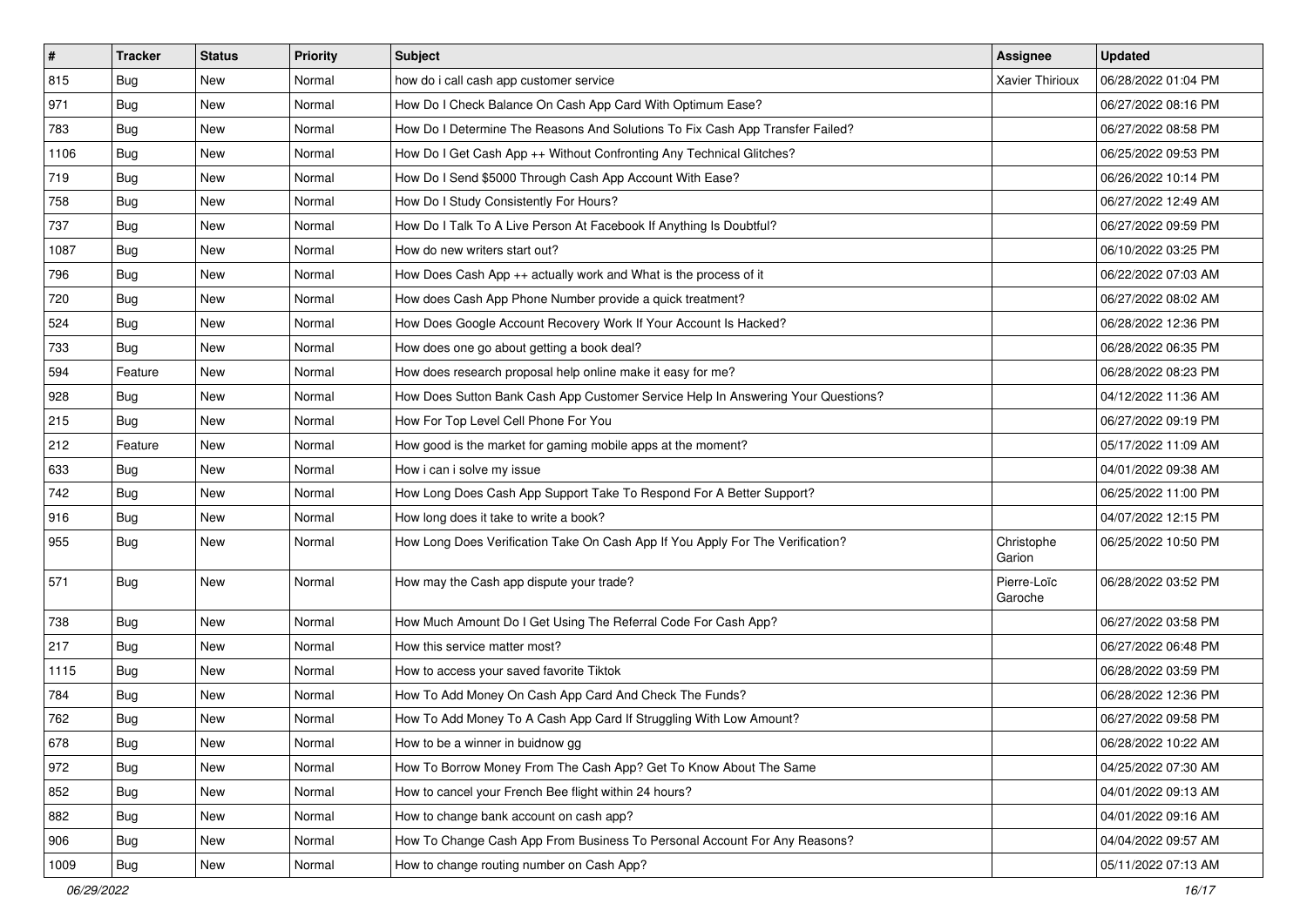| # | Tracker | Status | Priority | Subject | Assignee | Updated |
|---|---|---|---|---|---|---|
| 815 | Bug | New | Normal | how do i call cash app customer service | Xavier Thirioux | 06/28/2022 01:04 PM |
| 971 | Bug | New | Normal | How Do I Check Balance On Cash App Card With Optimum Ease? | | 06/27/2022 08:16 PM |
| 783 | Bug | New | Normal | How Do I Determine The Reasons And Solutions To Fix Cash App Transfer Failed? | | 06/27/2022 08:58 PM |
| 1106 | Bug | New | Normal | How Do I Get Cash App ++ Without Confronting Any Technical Glitches? | | 06/25/2022 09:53 PM |
| 719 | Bug | New | Normal | How Do I Send $5000 Through Cash App Account With Ease? | | 06/26/2022 10:14 PM |
| 758 | Bug | New | Normal | How Do I Study Consistently For Hours? | | 06/27/2022 12:49 AM |
| 737 | Bug | New | Normal | How Do I Talk To A Live Person At Facebook If Anything Is Doubtful? | | 06/27/2022 09:59 PM |
| 1087 | Bug | New | Normal | How do new writers start out? | | 06/10/2022 03:25 PM |
| 796 | Bug | New | Normal | How Does Cash App ++ actually work and What is the process of it | | 06/22/2022 07:03 AM |
| 720 | Bug | New | Normal | How does Cash App Phone Number provide a quick treatment? | | 06/27/2022 08:02 AM |
| 524 | Bug | New | Normal | How Does Google Account Recovery Work If Your Account Is Hacked? | | 06/28/2022 12:36 PM |
| 733 | Bug | New | Normal | How does one go about getting a book deal? | | 06/28/2022 06:35 PM |
| 594 | Feature | New | Normal | How does research proposal help online make it easy for me? | | 06/28/2022 08:23 PM |
| 928 | Bug | New | Normal | How Does Sutton Bank Cash App Customer Service Help In Answering Your Questions? | | 04/12/2022 11:36 AM |
| 215 | Bug | New | Normal | How For Top Level Cell Phone For You | | 06/27/2022 09:19 PM |
| 212 | Feature | New | Normal | How good is the market for gaming mobile apps at the moment? | | 05/17/2022 11:09 AM |
| 633 | Bug | New | Normal | How i can i solve my issue | | 04/01/2022 09:38 AM |
| 742 | Bug | New | Normal | How Long Does Cash App Support Take To Respond For A Better Support? | | 06/25/2022 11:00 PM |
| 916 | Bug | New | Normal | How long does it take to write a book? | | 04/07/2022 12:15 PM |
| 955 | Bug | New | Normal | How Long Does Verification Take On Cash App If You Apply For The Verification? | Christophe Garion | 06/25/2022 10:50 PM |
| 571 | Bug | New | Normal | How may the Cash app dispute your trade? | Pierre-Loïc Garoche | 06/28/2022 03:52 PM |
| 738 | Bug | New | Normal | How Much Amount Do I Get Using The Referral Code For Cash App? | | 06/27/2022 03:58 PM |
| 217 | Bug | New | Normal | How this service matter most? | | 06/27/2022 06:48 PM |
| 1115 | Bug | New | Normal | How to access your saved favorite Tiktok | | 06/28/2022 03:59 PM |
| 784 | Bug | New | Normal | How To Add Money On Cash App Card And Check The Funds? | | 06/28/2022 12:36 PM |
| 762 | Bug | New | Normal | How To Add Money To A Cash App Card If Struggling With Low Amount? | | 06/27/2022 09:58 PM |
| 678 | Bug | New | Normal | How to be a winner in buidnow gg | | 06/28/2022 10:22 AM |
| 972 | Bug | New | Normal | How To Borrow Money From The Cash App? Get To Know About The Same | | 04/25/2022 07:30 AM |
| 852 | Bug | New | Normal | How to cancel your French Bee flight within 24 hours? | | 04/01/2022 09:13 AM |
| 882 | Bug | New | Normal | How to change bank account on cash app? | | 04/01/2022 09:16 AM |
| 906 | Bug | New | Normal | How To Change Cash App From Business To Personal Account For Any Reasons? | | 04/04/2022 09:57 AM |
| 1009 | Bug | New | Normal | How to change routing number on Cash App? | | 05/11/2022 07:13 AM |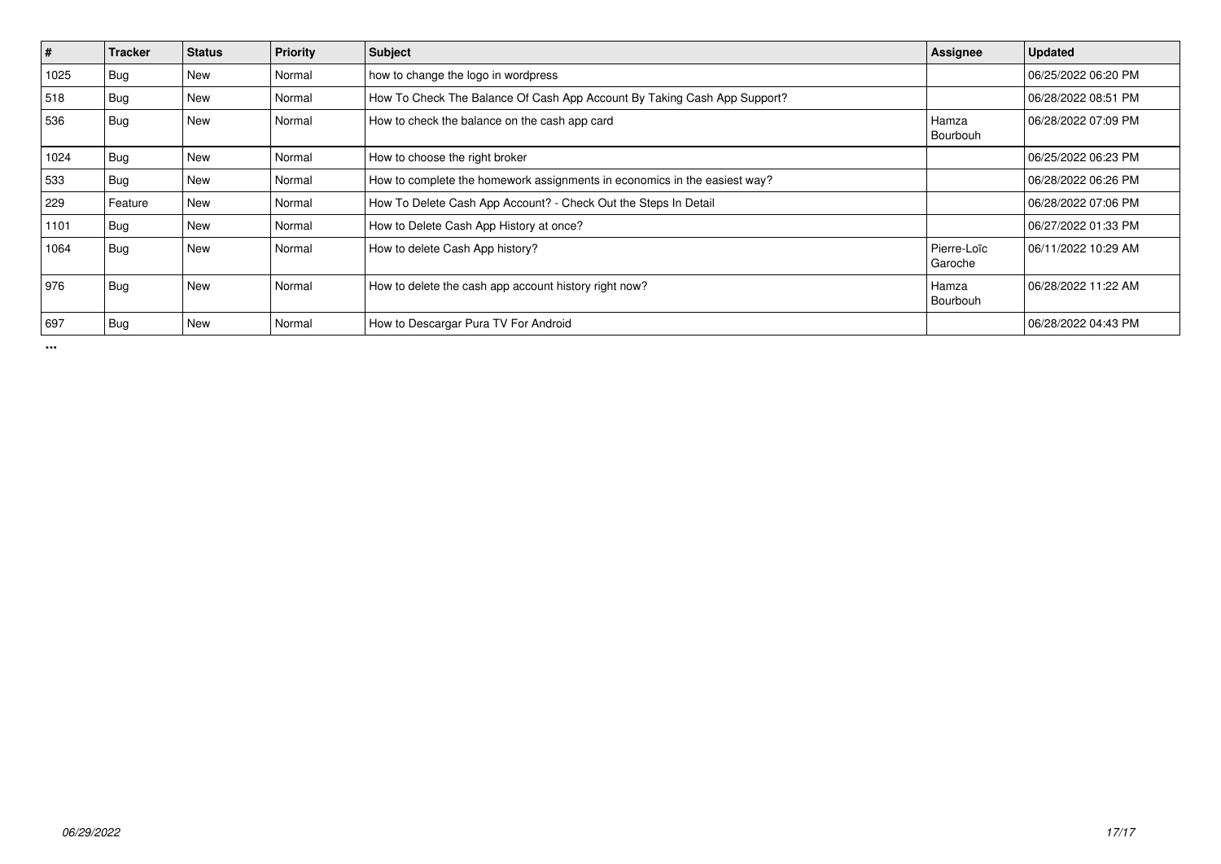| # | Tracker | Status | Priority | Subject | Assignee | Updated |
|---|---|---|---|---|---|---|
| 1025 | Bug | New | Normal | how to change the logo in wordpress | | 06/25/2022 06:20 PM |
| 518 | Bug | New | Normal | How To Check The Balance Of Cash App Account By Taking Cash App Support? | | 06/28/2022 08:51 PM |
| 536 | Bug | New | Normal | How to check the balance on the cash app card | Hamza Bourbouh | 06/28/2022 07:09 PM |
| 1024 | Bug | New | Normal | How to choose the right broker | | 06/25/2022 06:23 PM |
| 533 | Bug | New | Normal | How to complete the homework assignments in economics in the easiest way? | | 06/28/2022 06:26 PM |
| 229 | Feature | New | Normal | How To Delete Cash App Account? - Check Out the Steps In Detail | | 06/28/2022 07:06 PM |
| 1101 | Bug | New | Normal | How to Delete Cash App History at once? | | 06/27/2022 01:33 PM |
| 1064 | Bug | New | Normal | How to delete Cash App history? | Pierre-Loïc Garoche | 06/11/2022 10:29 AM |
| 976 | Bug | New | Normal | How to delete the cash app account history right now? | Hamza Bourbouh | 06/28/2022 11:22 AM |
| 697 | Bug | New | Normal | How to Descargar Pura TV For Android | | 06/28/2022 04:43 PM |

...